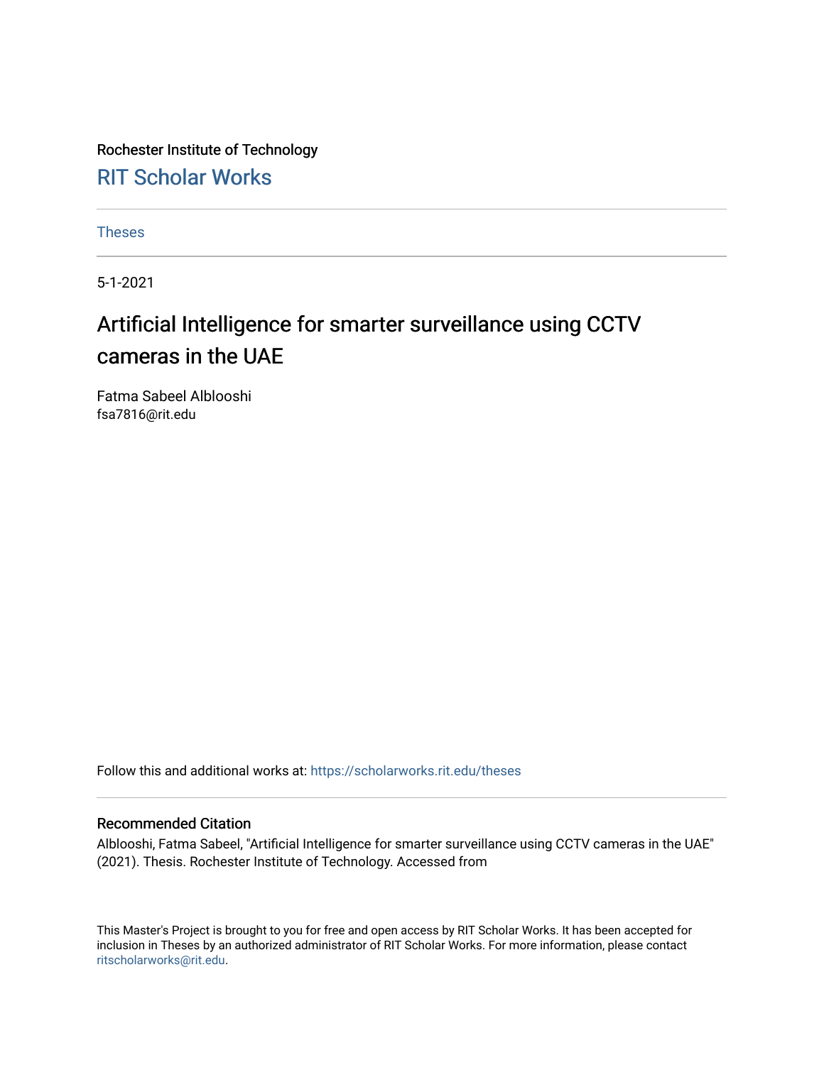Rochester Institute of Technology

## RIT Scholar Works

Theses

5-1-2021

# Artificial Intelligence for smarter surveillance using CCTV cameras in the UAE

Fatma Sabeel Alblooshi
fsa7816@rit.edu

Follow this and additional works at: https://scholarworks.rit.edu/theses

### Recommended Citation

Alblooshi, Fatma Sabeel, "Artificial Intelligence for smarter surveillance using CCTV cameras in the UAE" (2021). Thesis. Rochester Institute of Technology. Accessed from

This Master's Project is brought to you for free and open access by RIT Scholar Works. It has been accepted for inclusion in Theses by an authorized administrator of RIT Scholar Works. For more information, please contact ritscholarworks@rit.edu.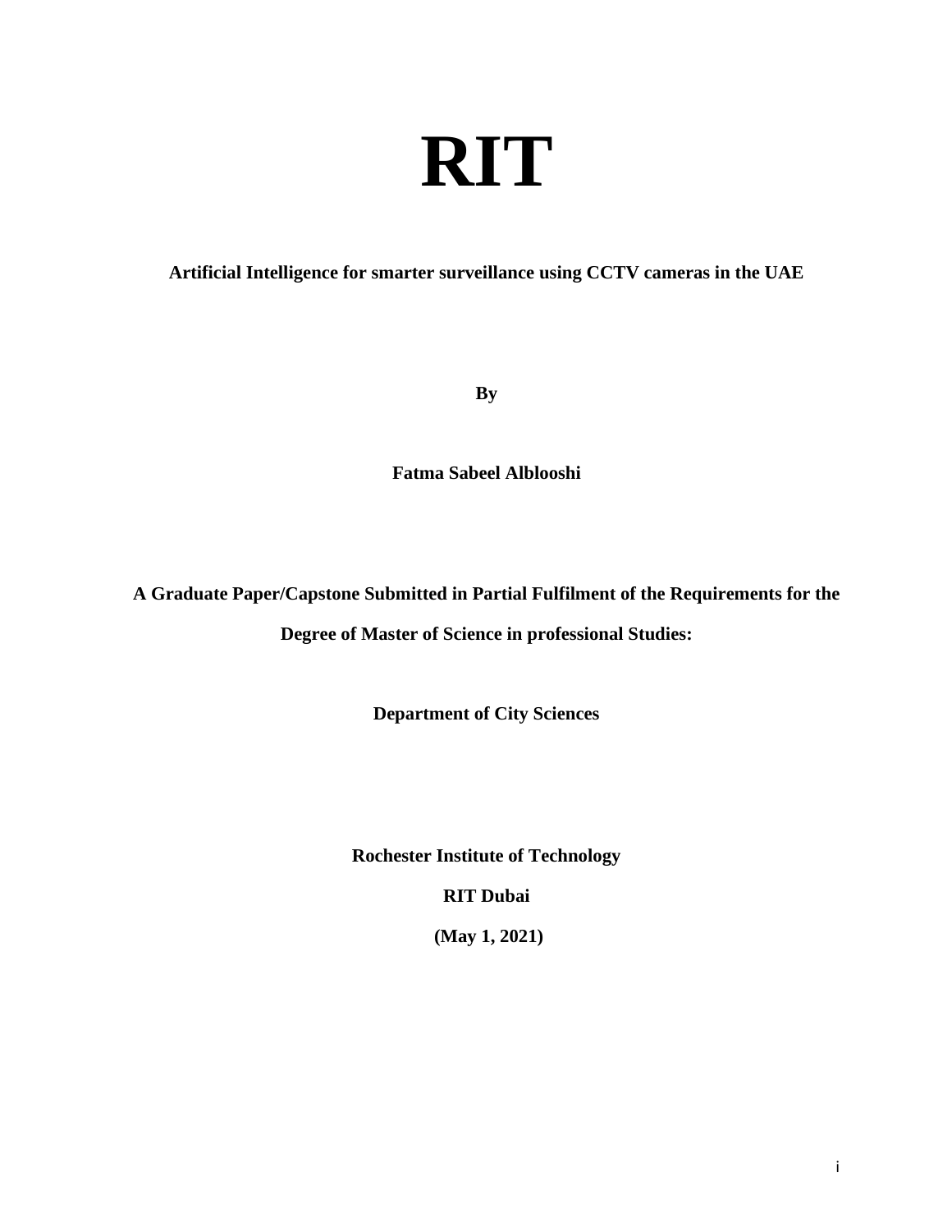# RIT

**Artificial Intelligence for smarter surveillance using CCTV cameras in the UAE**

**By**

**Fatma Sabeel Alblooshi**

**A Graduate Paper/Capstone Submitted in Partial Fulfilment of the Requirements for the Degree of Master of Science in professional Studies:**

**Department of City Sciences**

**Rochester Institute of Technology**

**RIT Dubai**

**(May 1, 2021)**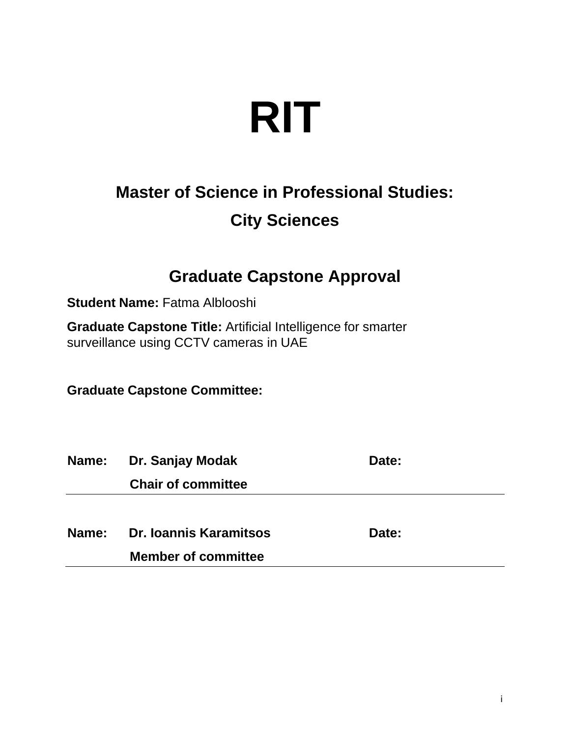# RIT

## Master of Science in Professional Studies:

## City Sciences

## Graduate Capstone Approval

**Student Name:** Fatma Alblooshi

**Graduate Capstone Title:** Artificial Intelligence for smarter surveillance using CCTV cameras in UAE

**Graduate Capstone Committee:**

**Name:** **Dr. Sanjay Modak** **Date:**

**Chair of committee**

---

**Name:** **Dr. Ioannis Karamitsos** **Date:**

**Member of committee**

---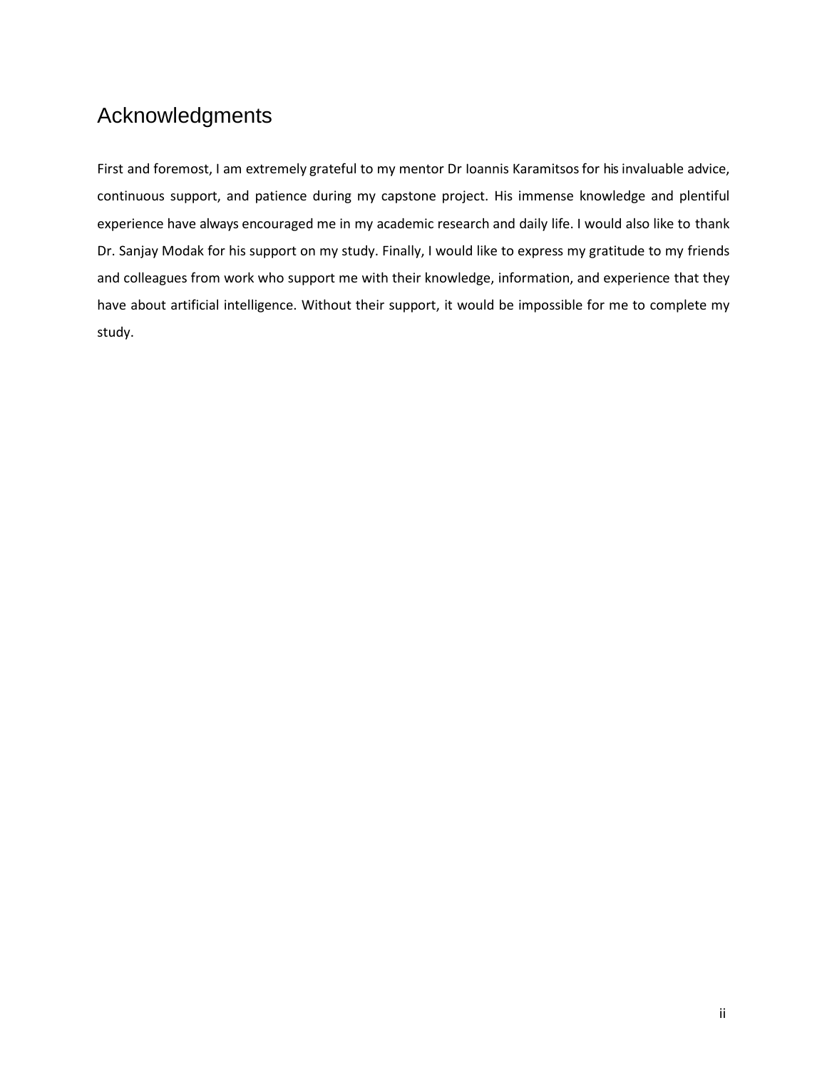# Acknowledgments

First and foremost, I am extremely grateful to my mentor Dr Ioannis Karamitsos for his invaluable advice, continuous support, and patience during my capstone project. His immense knowledge and plentiful experience have always encouraged me in my academic research and daily life. I would also like to thank Dr. Sanjay Modak for his support on my study. Finally, I would like to express my gratitude to my friends and colleagues from work who support me with their knowledge, information, and experience that they have about artificial intelligence. Without their support, it would be impossible for me to complete my study.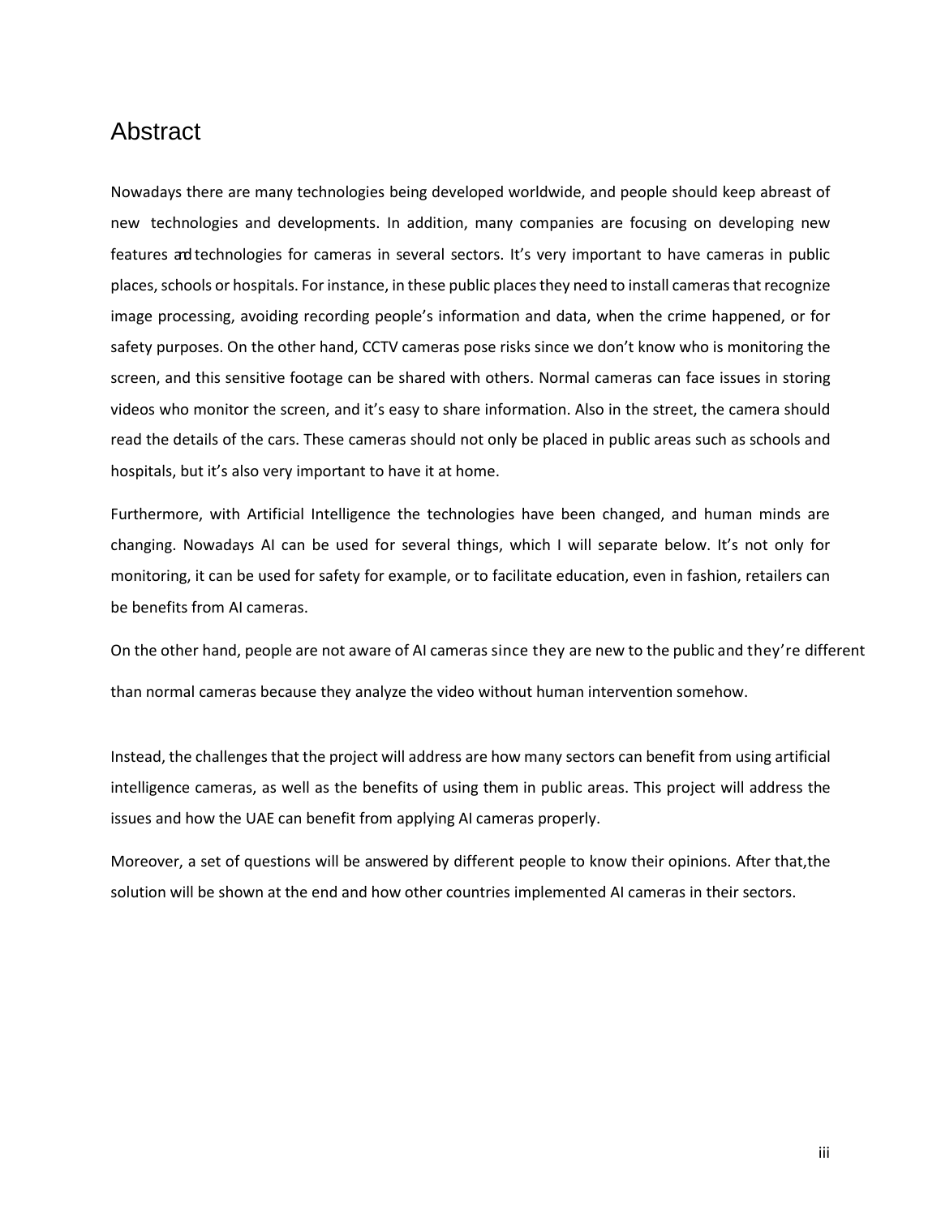# Abstract

Nowadays there are many technologies being developed worldwide, and people should keep abreast of new technologies and developments. In addition, many companies are focusing on developing new features and technologies for cameras in several sectors. It's very important to have cameras in public places, schools or hospitals. For instance, in these public places they need to install cameras that recognize image processing, avoiding recording people's information and data, when the crime happened, or for safety purposes. On the other hand, CCTV cameras pose risks since we don't know who is monitoring the screen, and this sensitive footage can be shared with others. Normal cameras can face issues in storing videos who monitor the screen, and it's easy to share information. Also in the street, the camera should read the details of the cars. These cameras should not only be placed in public areas such as schools and hospitals, but it's also very important to have it at home.

Furthermore, with Artificial Intelligence the technologies have been changed, and human minds are changing. Nowadays AI can be used for several things, which I will separate below. It's not only for monitoring, it can be used for safety for example, or to facilitate education, even in fashion, retailers can be benefits from AI cameras.

On the other hand, people are not aware of AI cameras since they are new to the public and they're different than normal cameras because they analyze the video without human intervention somehow.

Instead, the challenges that the project will address are how many sectors can benefit from using artificial intelligence cameras, as well as the benefits of using them in public areas. This project will address the issues and how the UAE can benefit from applying AI cameras properly.

Moreover, a set of questions will be answered by different people to know their opinions. After that, the solution will be shown at the end and how other countries implemented AI cameras in their sectors.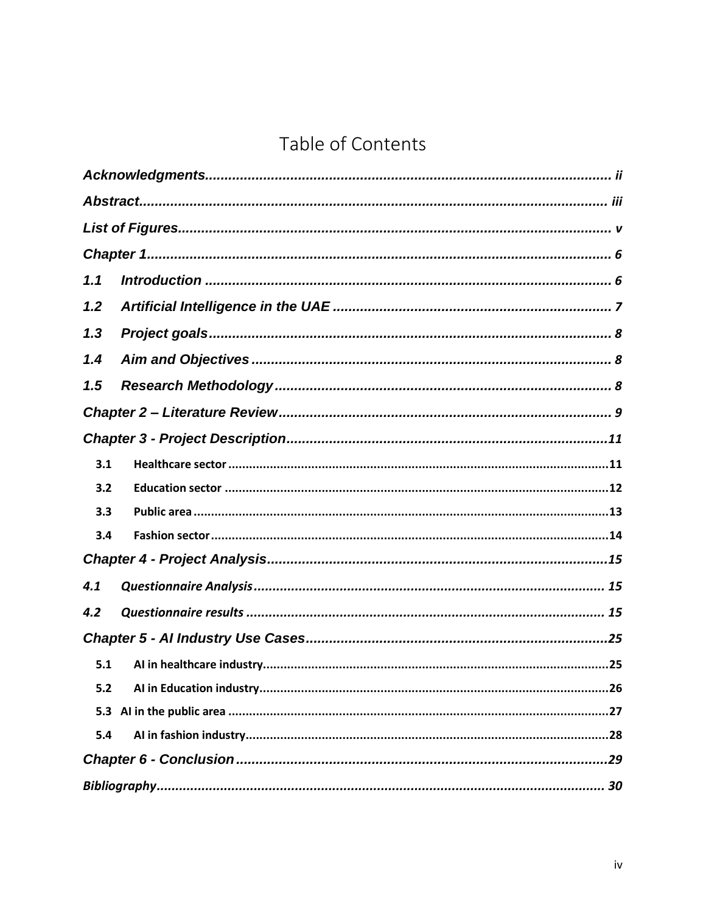# Table of Contents

*Acknowledgments* ........ *ii*

*Abstract* ........ *iii*

*List of Figures* ........ *v*

*Chapter 1* ........ *6*

*1.1 Introduction* ........ *6*

*1.2 Artificial Intelligence in the UAE* ........ *7*

*1.3 Project goals* ........ *8*

*1.4 Aim and Objectives* ........ *8*

*1.5 Research Methodology* ........ *8*

*Chapter 2 – Literature Review* ........ *9*

*Chapter 3 - Project Description* ........ *11*

- **3.1 Healthcare sector** ........ **11**
- **3.2 Education sector** ........ **12**
- **3.3 Public area** ........ **13**
- **3.4 Fashion sector** ........ **14**

*Chapter 4 - Project Analysis* ........ *15*

*4.1 Questionnaire Analysis* ........ *15*

*4.2 Questionnaire results* ........ *15*

*Chapter 5 - AI Industry Use Cases* ........ *25*

- **5.1 AI in healthcare industry** ........ **25**
- **5.2 AI in Education industry** ........ **26**
- **5.3 AI in the public area** ........ **27**
- **5.4 AI in fashion industry** ........ **28**

*Chapter 6 - Conclusion* ........ *29*

*Bibliography* ........ *30*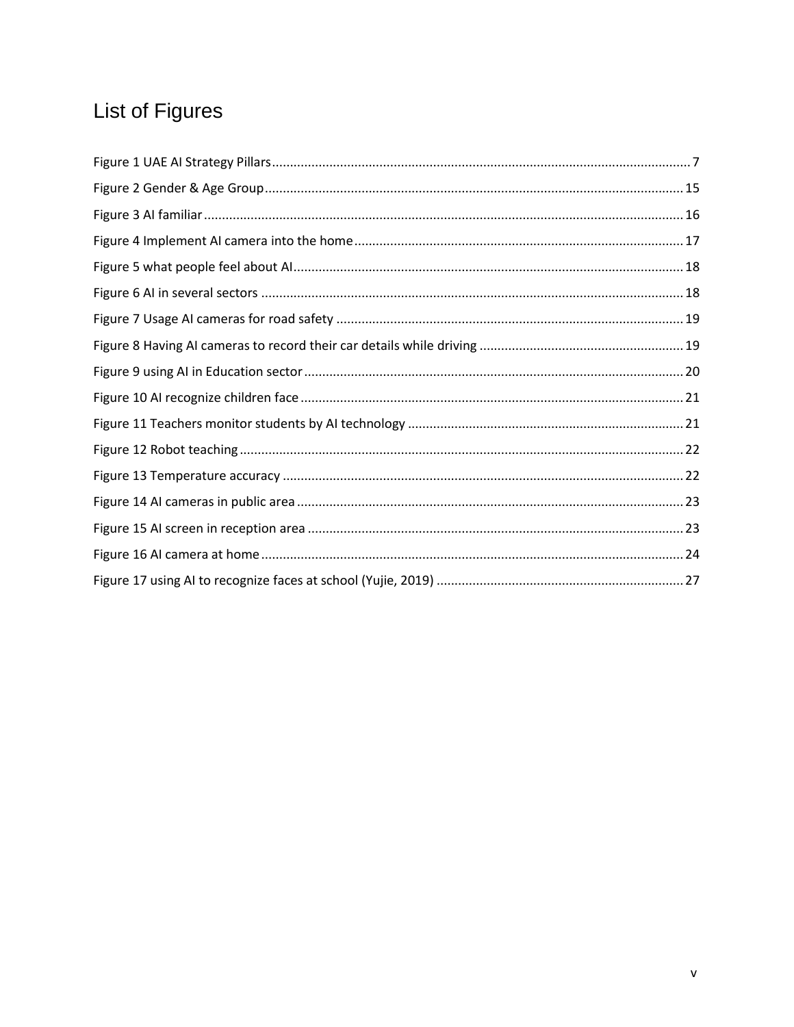# List of Figures

Figure 1 UAE AI Strategy Pillars .......... 7
Figure 2 Gender & Age Group .......... 15
Figure 3 AI familiar .......... 16
Figure 4 Implement AI camera into the home .......... 17
Figure 5 what people feel about AI .......... 18
Figure 6 AI in several sectors .......... 18
Figure 7 Usage AI cameras for road safety .......... 19
Figure 8 Having AI cameras to record their car details while driving .......... 19
Figure 9 using AI in Education sector .......... 20
Figure 10 AI recognize children face .......... 21
Figure 11 Teachers monitor students by AI technology .......... 21
Figure 12 Robot teaching .......... 22
Figure 13 Temperature accuracy .......... 22
Figure 14 AI cameras in public area .......... 23
Figure 15 AI screen in reception area .......... 23
Figure 16 AI camera at home .......... 24
Figure 17 using AI to recognize faces at school (Yujie, 2019) .......... 27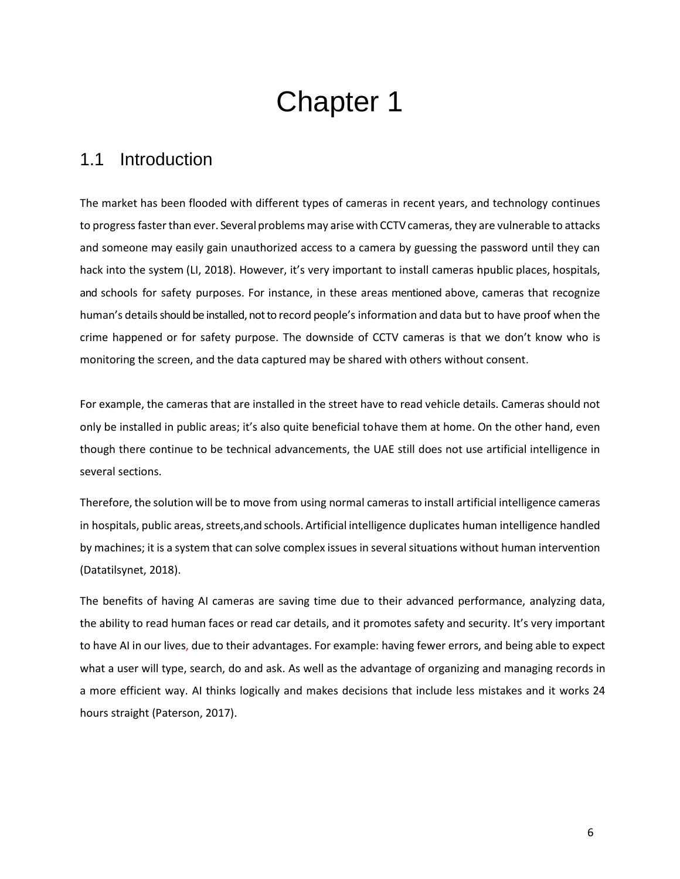# Chapter 1

## 1.1 Introduction

The market has been flooded with different types of cameras in recent years, and technology continues to progress faster than ever. Several problems may arise with CCTV cameras, they are vulnerable to attacks and someone may easily gain unauthorized access to a camera by guessing the password until they can hack into the system (LI, 2018). However, it's very important to install cameras in public places, hospitals, and schools for safety purposes. For instance, in these areas mentioned above, cameras that recognize human's details should be installed, not to record people's information and data but to have proof when the crime happened or for safety purpose. The downside of CCTV cameras is that we don't know who is monitoring the screen, and the data captured may be shared with others without consent.

For example, the cameras that are installed in the street have to read vehicle details. Cameras should not only be installed in public areas; it's also quite beneficial to have them at home. On the other hand, even though there continue to be technical advancements, the UAE still does not use artificial intelligence in several sections.

Therefore, the solution will be to move from using normal cameras to install artificial intelligence cameras in hospitals, public areas, streets, and schools. Artificial intelligence duplicates human intelligence handled by machines; it is a system that can solve complex issues in several situations without human intervention (Datatilsynet, 2018).

The benefits of having AI cameras are saving time due to their advanced performance, analyzing data, the ability to read human faces or read car details, and it promotes safety and security. It's very important to have AI in our lives, due to their advantages. For example: having fewer errors, and being able to expect what a user will type, search, do and ask. As well as the advantage of organizing and managing records in a more efficient way. AI thinks logically and makes decisions that include less mistakes and it works 24 hours straight (Paterson, 2017).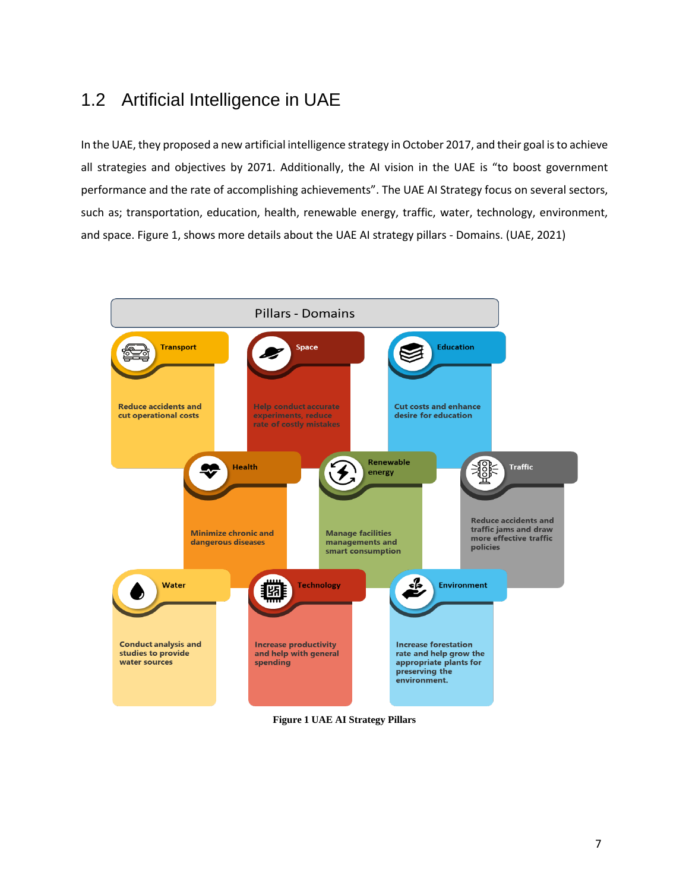## 1.2 Artificial Intelligence in UAE

In the UAE, they proposed a new artificial intelligence strategy in October 2017, and their goal is to achieve all strategies and objectives by 2071. Additionally, the AI vision in the UAE is "to boost government performance and the rate of accomplishing achievements". The UAE AI Strategy focus on several sectors, such as; transportation, education, health, renewable energy, traffic, water, technology, environment, and space. Figure 1, shows more details about the UAE AI strategy pillars - Domains. (UAE, 2021)

Pillars - Domains

Transport: Reduce accidents and cut operational costs

Space: Help conduct accurate experiments, reduce rate of costly mistakes

Education: Cut costs and enhance desire for education

Health: Minimize chronic and dangerous diseases

Renewable energy: Manage facilities managements and smart consumption

Traffic: Reduce accidents and traffic jams and draw more effective traffic policies

Water: Conduct analysis and studies to provide water sources

Technology: Increase productivity and help with general spending

Environment: Increase forestation rate and help grow the appropriate plants for preserving the environment.

**Figure 1 UAE AI Strategy Pillars**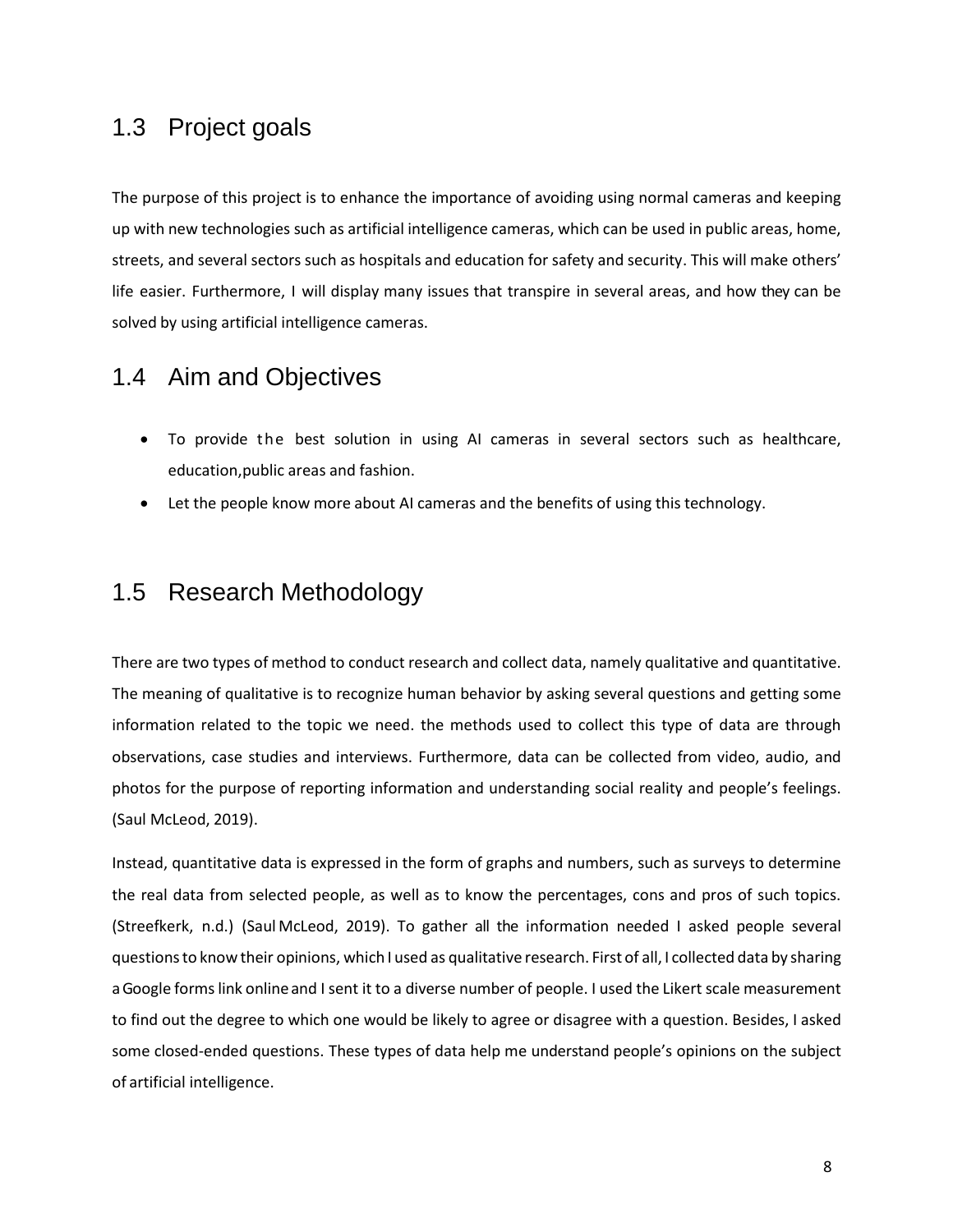## 1.3 Project goals

The purpose of this project is to enhance the importance of avoiding using normal cameras and keeping up with new technologies such as artificial intelligence cameras, which can be used in public areas, home, streets, and several sectors such as hospitals and education for safety and security. This will make others' life easier. Furthermore, I will display many issues that transpire in several areas, and how they can be solved by using artificial intelligence cameras.

## 1.4 Aim and Objectives

- To provide the best solution in using AI cameras in several sectors such as healthcare, education,public areas and fashion.
- Let the people know more about AI cameras and the benefits of using this technology.

## 1.5 Research Methodology

There are two types of method to conduct research and collect data, namely qualitative and quantitative. The meaning of qualitative is to recognize human behavior by asking several questions and getting some information related to the topic we need. the methods used to collect this type of data are through observations, case studies and interviews. Furthermore, data can be collected from video, audio, and photos for the purpose of reporting information and understanding social reality and people's feelings. (Saul McLeod, 2019).

Instead, quantitative data is expressed in the form of graphs and numbers, such as surveys to determine the real data from selected people, as well as to know the percentages, cons and pros of such topics. (Streefkerk, n.d.) (Saul McLeod, 2019). To gather all the information needed I asked people several questions to know their opinions, which I used as qualitative research. First of all, I collected data by sharing a Google forms link online and I sent it to a diverse number of people. I used the Likert scale measurement to find out the degree to which one would be likely to agree or disagree with a question. Besides, I asked some closed-ended questions. These types of data help me understand people's opinions on the subject of artificial intelligence.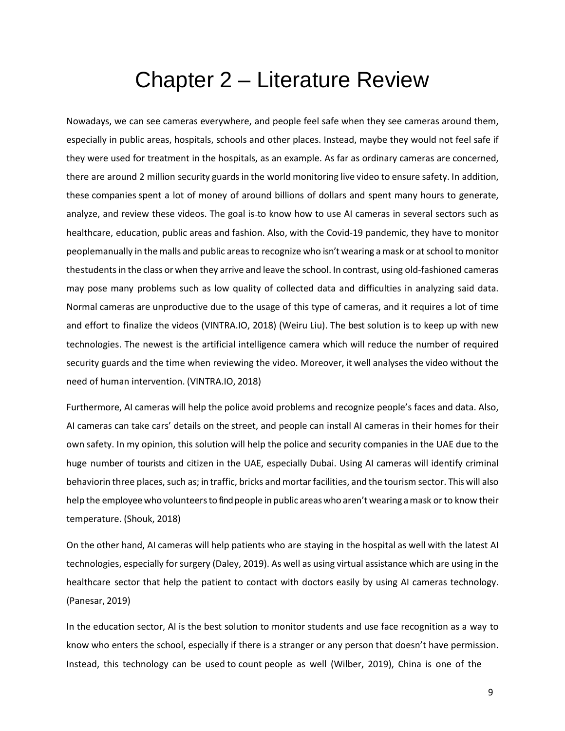# Chapter 2 – Literature Review

Nowadays, we can see cameras everywhere, and people feel safe when they see cameras around them, especially in public areas, hospitals, schools and other places. Instead, maybe they would not feel safe if they were used for treatment in the hospitals, as an example. As far as ordinary cameras are concerned, there are around 2 million security guards in the world monitoring live video to ensure safety. In addition, these companies spent a lot of money of around billions of dollars and spent many hours to generate, analyze, and review these videos. The goal is to know how to use AI cameras in several sectors such as healthcare, education, public areas and fashion. Also, with the Covid-19 pandemic, they have to monitor peoplemanually in the malls and public areas to recognize who isn't wearing a mask or at school to monitor thestudents in the class or when they arrive and leave the school. In contrast, using old-fashioned cameras may pose many problems such as low quality of collected data and difficulties in analyzing said data. Normal cameras are unproductive due to the usage of this type of cameras, and it requires a lot of time and effort to finalize the videos (VINTRA.IO, 2018) (Weiru Liu). The best solution is to keep up with new technologies. The newest is the artificial intelligence camera which will reduce the number of required security guards and the time when reviewing the video. Moreover, it well analyses the video without the need of human intervention. (VINTRA.IO, 2018)

Furthermore, AI cameras will help the police avoid problems and recognize people's faces and data. Also, AI cameras can take cars' details on the street, and people can install AI cameras in their homes for their own safety. In my opinion, this solution will help the police and security companies in the UAE due to the huge number of tourists and citizen in the UAE, especially Dubai. Using AI cameras will identify criminal behaviorin three places, such as; in traffic, bricks and mortar facilities, and the tourism sector. This will also help the employee who volunteers to find people in public areas who aren't wearing a mask or to know their temperature. (Shouk, 2018)

On the other hand, AI cameras will help patients who are staying in the hospital as well with the latest AI technologies, especially for surgery (Daley, 2019). As well as using virtual assistance which are using in the healthcare sector that help the patient to contact with doctors easily by using AI cameras technology. (Panesar, 2019)

In the education sector, AI is the best solution to monitor students and use face recognition as a way to know who enters the school, especially if there is a stranger or any person that doesn't have permission. Instead, this technology can be used to count people as well (Wilber, 2019), China is one of the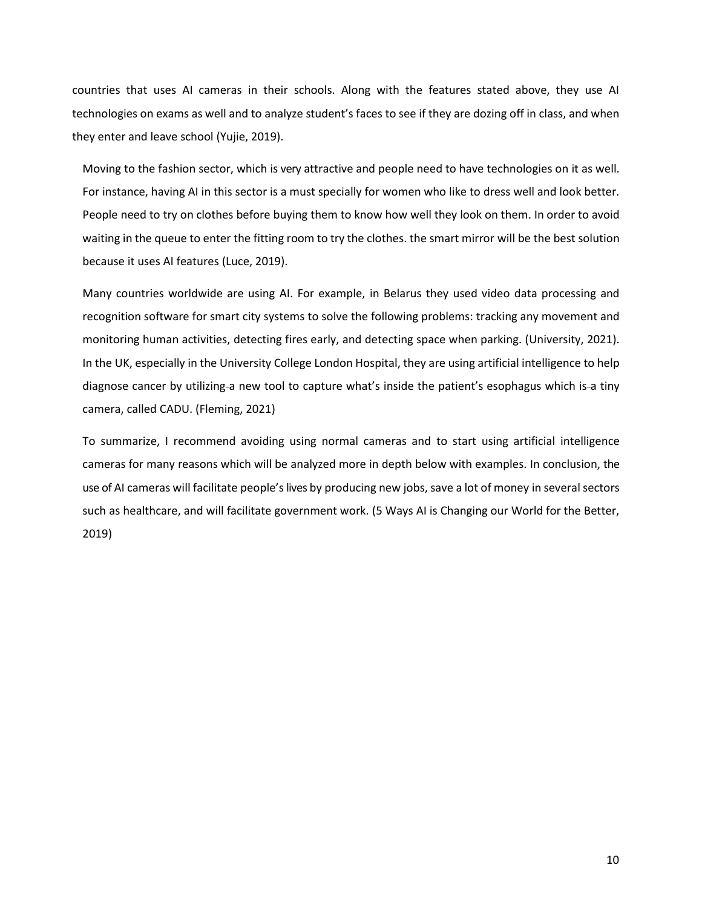countries that uses AI cameras in their schools. Along with the features stated above, they use AI technologies on exams as well and to analyze student's faces to see if they are dozing off in class, and when they enter and leave school (Yujie, 2019).

Moving to the fashion sector, which is very attractive and people need to have technologies on it as well. For instance, having AI in this sector is a must specially for women who like to dress well and look better. People need to try on clothes before buying them to know how well they look on them. In order to avoid waiting in the queue to enter the fitting room to try the clothes. the smart mirror will be the best solution because it uses AI features (Luce, 2019).

Many countries worldwide are using AI. For example, in Belarus they used video data processing and recognition software for smart city systems to solve the following problems: tracking any movement and monitoring human activities, detecting fires early, and detecting space when parking. (University, 2021). In the UK, especially in the University College London Hospital, they are using artificial intelligence to help diagnose cancer by utilizing a new tool to capture what's inside the patient's esophagus which is a tiny camera, called CADU. (Fleming, 2021)

To summarize, I recommend avoiding using normal cameras and to start using artificial intelligence cameras for many reasons which will be analyzed more in depth below with examples. In conclusion, the use of AI cameras will facilitate people's lives by producing new jobs, save a lot of money in several sectors such as healthcare, and will facilitate government work. (5 Ways AI is Changing our World for the Better, 2019)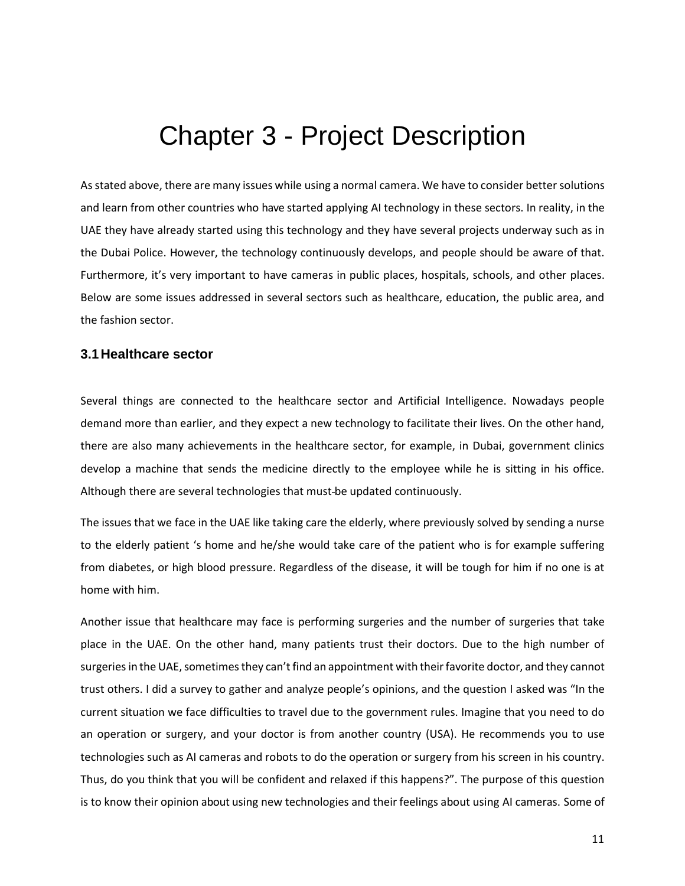# Chapter 3 - Project Description

As stated above, there are many issues while using a normal camera. We have to consider better solutions and learn from other countries who have started applying AI technology in these sectors. In reality, in the UAE they have already started using this technology and they have several projects underway such as in the Dubai Police. However, the technology continuously develops, and people should be aware of that. Furthermore, it's very important to have cameras in public places, hospitals, schools, and other places. Below are some issues addressed in several sectors such as healthcare, education, the public area, and the fashion sector.

## 3.1 Healthcare sector

Several things are connected to the healthcare sector and Artificial Intelligence. Nowadays people demand more than earlier, and they expect a new technology to facilitate their lives. On the other hand, there are also many achievements in the healthcare sector, for example, in Dubai, government clinics develop a machine that sends the medicine directly to the employee while he is sitting in his office. Although there are several technologies that must be updated continuously.

The issues that we face in the UAE like taking care the elderly, where previously solved by sending a nurse to the elderly patient 's home and he/she would take care of the patient who is for example suffering from diabetes, or high blood pressure. Regardless of the disease, it will be tough for him if no one is at home with him.

Another issue that healthcare may face is performing surgeries and the number of surgeries that take place in the UAE. On the other hand, many patients trust their doctors. Due to the high number of surgeries in the UAE, sometimes they can't find an appointment with their favorite doctor, and they cannot trust others. I did a survey to gather and analyze people's opinions, and the question I asked was "In the current situation we face difficulties to travel due to the government rules. Imagine that you need to do an operation or surgery, and your doctor is from another country (USA). He recommends you to use technologies such as AI cameras and robots to do the operation or surgery from his screen in his country. Thus, do you think that you will be confident and relaxed if this happens?". The purpose of this question is to know their opinion about using new technologies and their feelings about using AI cameras. Some of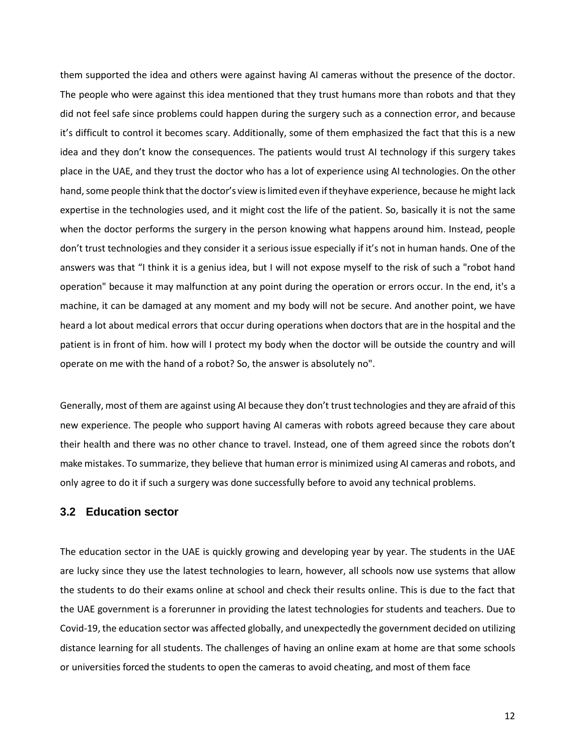them supported the idea and others were against having AI cameras without the presence of the doctor. The people who were against this idea mentioned that they trust humans more than robots and that they did not feel safe since problems could happen during the surgery such as a connection error, and because it's difficult to control it becomes scary. Additionally, some of them emphasized the fact that this is a new idea and they don't know the consequences. The patients would trust AI technology if this surgery takes place in the UAE, and they trust the doctor who has a lot of experience using AI technologies. On the other hand, some people think that the doctor's view is limited even if theyhave experience, because he might lack expertise in the technologies used, and it might cost the life of the patient. So, basically it is not the same when the doctor performs the surgery in the person knowing what happens around him. Instead, people don't trust technologies and they consider it a serious issue especially if it's not in human hands. One of the answers was that "I think it is a genius idea, but I will not expose myself to the risk of such a "robot hand operation" because it may malfunction at any point during the operation or errors occur. In the end, it's a machine, it can be damaged at any moment and my body will not be secure. And another point, we have heard a lot about medical errors that occur during operations when doctors that are in the hospital and the patient is in front of him. how will I protect my body when the doctor will be outside the country and will operate on me with the hand of a robot? So, the answer is absolutely no".

Generally, most of them are against using AI because they don't trust technologies and they are afraid of this new experience. The people who support having AI cameras with robots agreed because they care about their health and there was no other chance to travel. Instead, one of them agreed since the robots don't make mistakes. To summarize, they believe that human error is minimized using AI cameras and robots, and only agree to do it if such a surgery was done successfully before to avoid any technical problems.

### 3.2 Education sector

The education sector in the UAE is quickly growing and developing year by year. The students in the UAE are lucky since they use the latest technologies to learn, however, all schools now use systems that allow the students to do their exams online at school and check their results online. This is due to the fact that the UAE government is a forerunner in providing the latest technologies for students and teachers. Due to Covid-19, the education sector was affected globally, and unexpectedly the government decided on utilizing distance learning for all students. The challenges of having an online exam at home are that some schools or universities forced the students to open the cameras to avoid cheating, and most of them face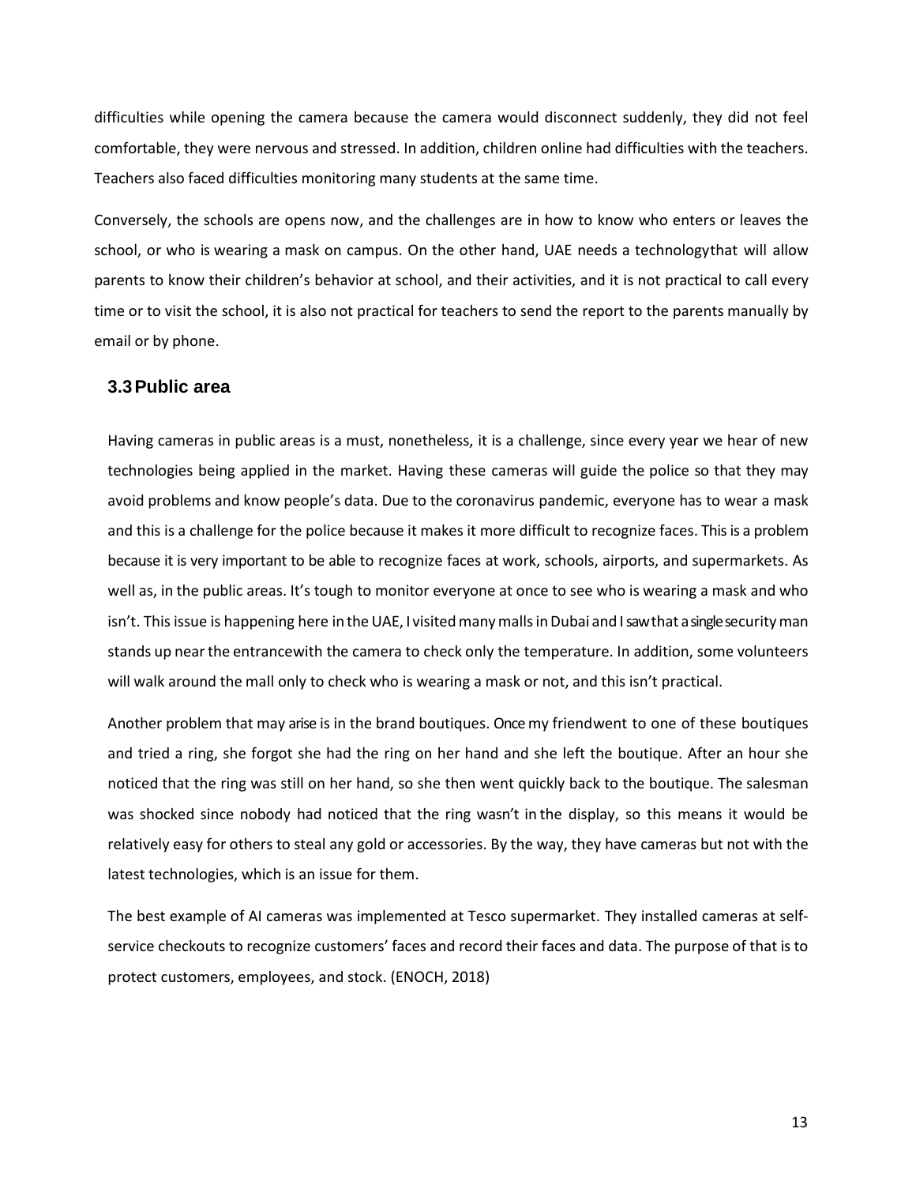difficulties while opening the camera because the camera would disconnect suddenly, they did not feel comfortable, they were nervous and stressed. In addition, children online had difficulties with the teachers. Teachers also faced difficulties monitoring many students at the same time.

Conversely, the schools are opens now, and the challenges are in how to know who enters or leaves the school, or who is wearing a mask on campus. On the other hand, UAE needs a technologythat will allow parents to know their children's behavior at school, and their activities, and it is not practical to call every time or to visit the school, it is also not practical for teachers to send the report to the parents manually by email or by phone.

### 3.3 Public area

Having cameras in public areas is a must, nonetheless, it is a challenge, since every year we hear of new technologies being applied in the market. Having these cameras will guide the police so that they may avoid problems and know people's data. Due to the coronavirus pandemic, everyone has to wear a mask and this is a challenge for the police because it makes it more difficult to recognize faces. This is a problem because it is very important to be able to recognize faces at work, schools, airports, and supermarkets. As well as, in the public areas. It's tough to monitor everyone at once to see who is wearing a mask and who isn't. This issue is happening here in the UAE, I visited many malls in Dubai and I saw that a single security man stands up near the entrancewith the camera to check only the temperature. In addition, some volunteers will walk around the mall only to check who is wearing a mask or not, and this isn't practical.

Another problem that may arise is in the brand boutiques. Once my friendwent to one of these boutiques and tried a ring, she forgot she had the ring on her hand and she left the boutique. After an hour she noticed that the ring was still on her hand, so she then went quickly back to the boutique. The salesman was shocked since nobody had noticed that the ring wasn't in the display, so this means it would be relatively easy for others to steal any gold or accessories. By the way, they have cameras but not with the latest technologies, which is an issue for them.

The best example of AI cameras was implemented at Tesco supermarket. They installed cameras at self-service checkouts to recognize customers' faces and record their faces and data. The purpose of that is to protect customers, employees, and stock. (ENOCH, 2018)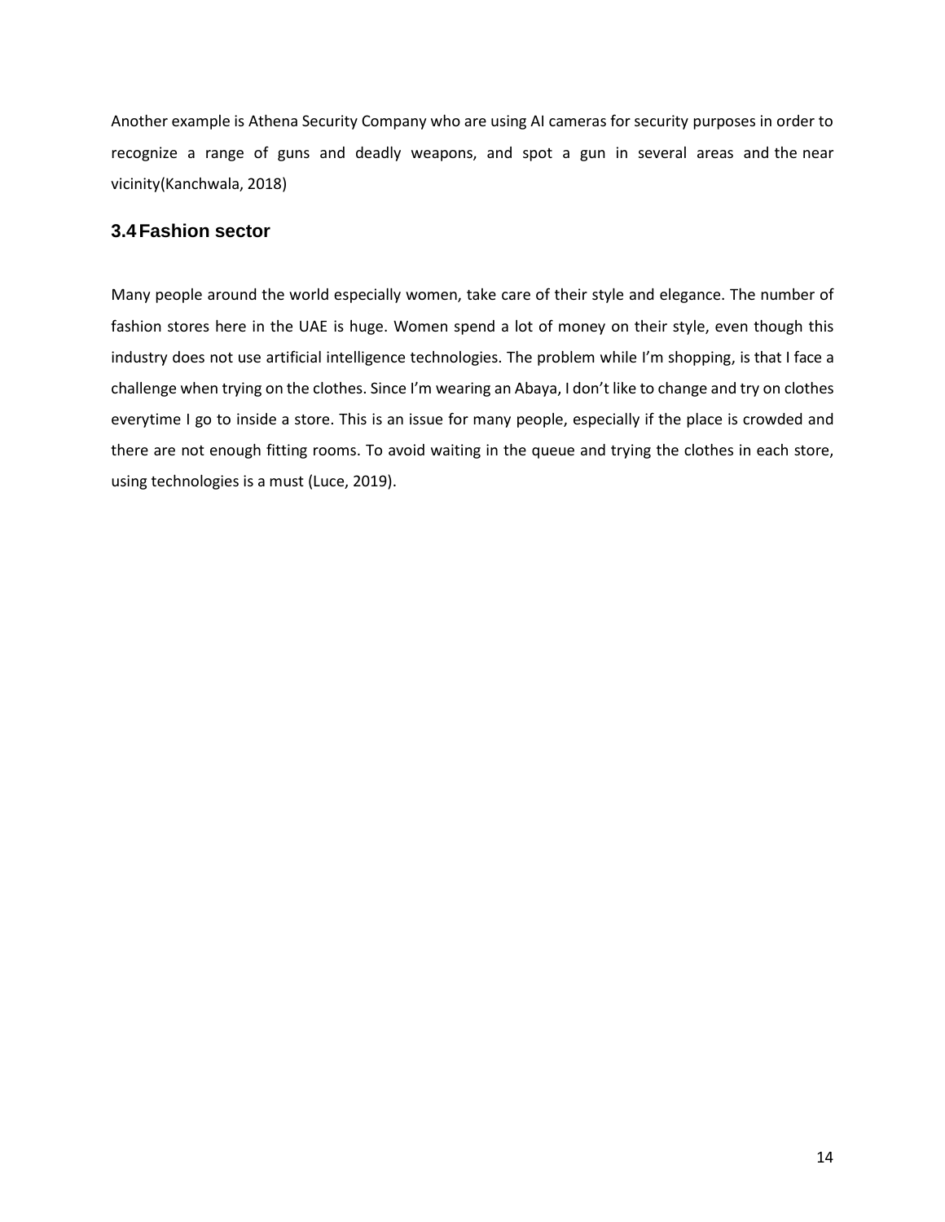Another example is Athena Security Company who are using AI cameras for security purposes in order to recognize a range of guns and deadly weapons, and spot a gun in several areas and the near vicinity(Kanchwala, 2018)

### 3.4 Fashion sector

Many people around the world especially women, take care of their style and elegance. The number of fashion stores here in the UAE is huge. Women spend a lot of money on their style, even though this industry does not use artificial intelligence technologies. The problem while I'm shopping, is that I face a challenge when trying on the clothes. Since I'm wearing an Abaya, I don't like to change and try on clothes everytime I go to inside a store. This is an issue for many people, especially if the place is crowded and there are not enough fitting rooms. To avoid waiting in the queue and trying the clothes in each store, using technologies is a must (Luce, 2019).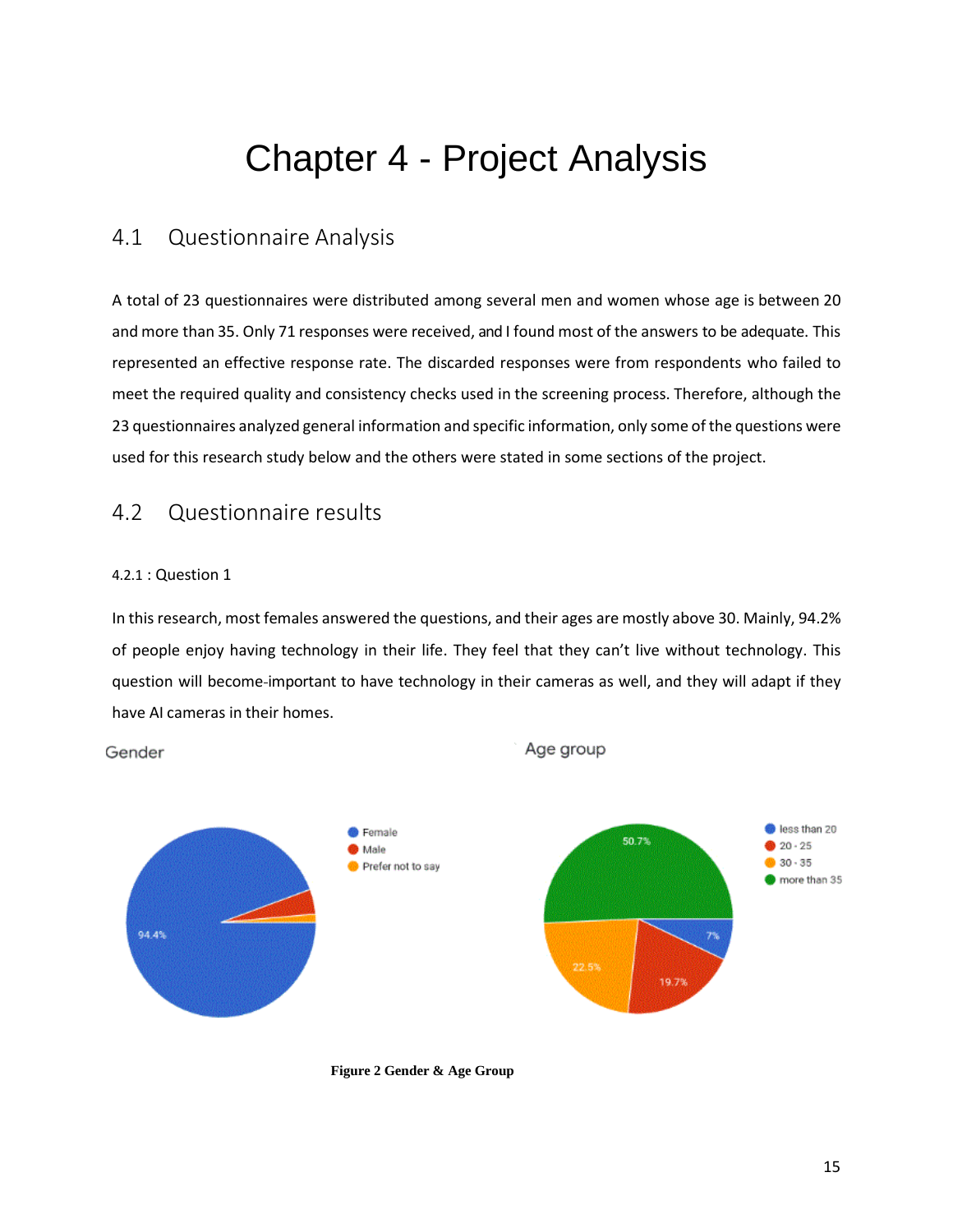# Chapter 4 - Project Analysis

## 4.1 Questionnaire Analysis

A total of 23 questionnaires were distributed among several men and women whose age is between 20 and more than 35. Only 71 responses were received, and I found most of the answers to be adequate. This represented an effective response rate. The discarded responses were from respondents who failed to meet the required quality and consistency checks used in the screening process. Therefore, although the 23 questionnaires analyzed general information and specific information, only some of the questions were used for this research study below and the others were stated in some sections of the project.

## 4.2 Questionnaire results

#### 4.2.1 : Question 1

In this research, most females answered the questions, and their ages are mostly above 30. Mainly, 94.2% of people enjoy having technology in their life. They feel that they can't live without technology. This question will become-important to have technology in their cameras as well, and they will adapt if they have AI cameras in their homes.

Gender

- Female: 94.4%
- Male
- Prefer not to say

Age group

- less than 20: 7%
- 20 - 25: 19.7%
- 30 - 35: 22.5%
- more than 35: 50.7%

**Figure 2 Gender & Age Group**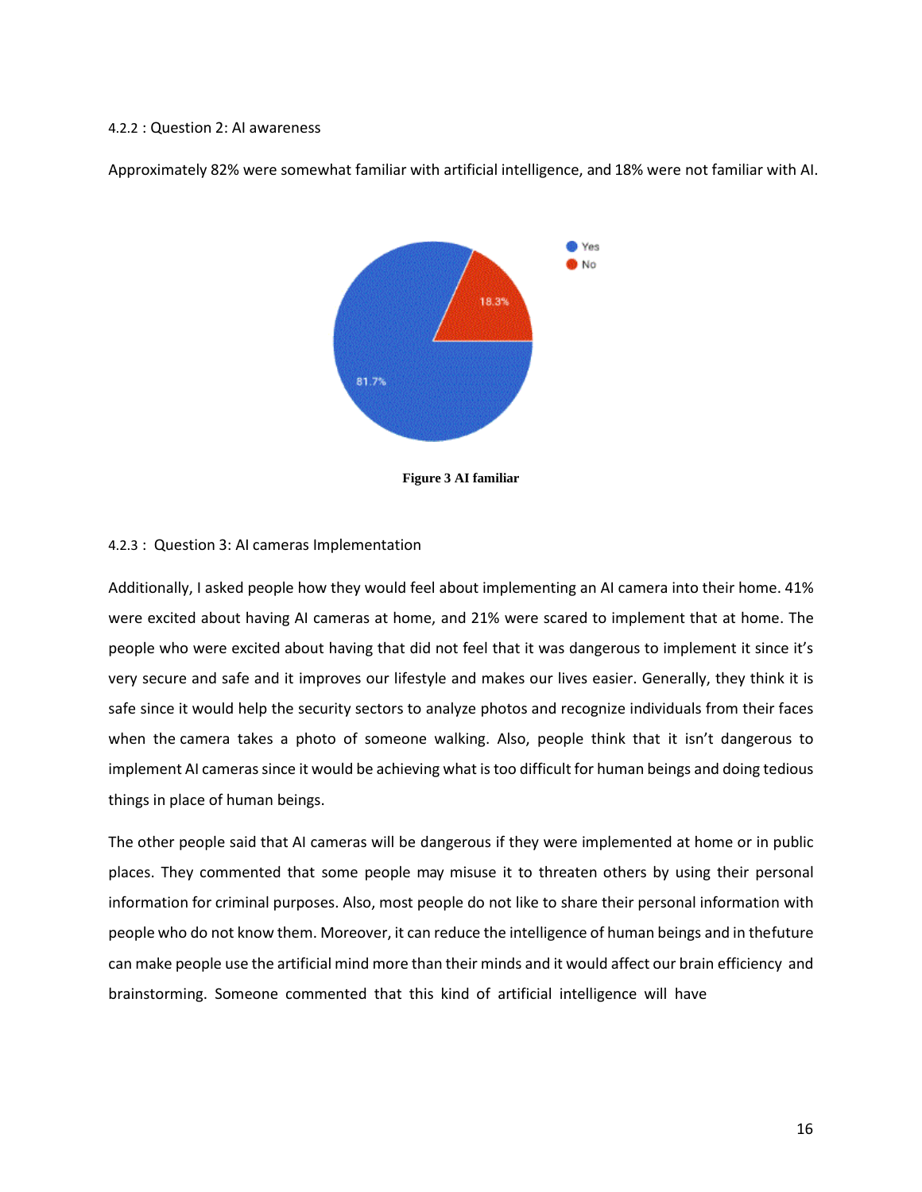4.2.2 : Question 2: AI awareness

Approximately 82% were somewhat familiar with artificial intelligence, and 18% were not familiar with AI.

**Figure 3 AI familiar**

4.2.3 : Question 3: AI cameras Implementation

Additionally, I asked people how they would feel about implementing an AI camera into their home. 41% were excited about having AI cameras at home, and 21% were scared to implement that at home. The people who were excited about having that did not feel that it was dangerous to implement it since it's very secure and safe and it improves our lifestyle and makes our lives easier. Generally, they think it is safe since it would help the security sectors to analyze photos and recognize individuals from their faces when the camera takes a photo of someone walking. Also, people think that it isn't dangerous to implement AI cameras since it would be achieving what is too difficult for human beings and doing tedious things in place of human beings.

The other people said that AI cameras will be dangerous if they were implemented at home or in public places. They commented that some people may misuse it to threaten others by using their personal information for criminal purposes. Also, most people do not like to share their personal information with people who do not know them. Moreover, it can reduce the intelligence of human beings and in thefuture can make people use the artificial mind more than their minds and it would affect our brain efficiency and brainstorming. Someone commented that this kind of artificial intelligence will have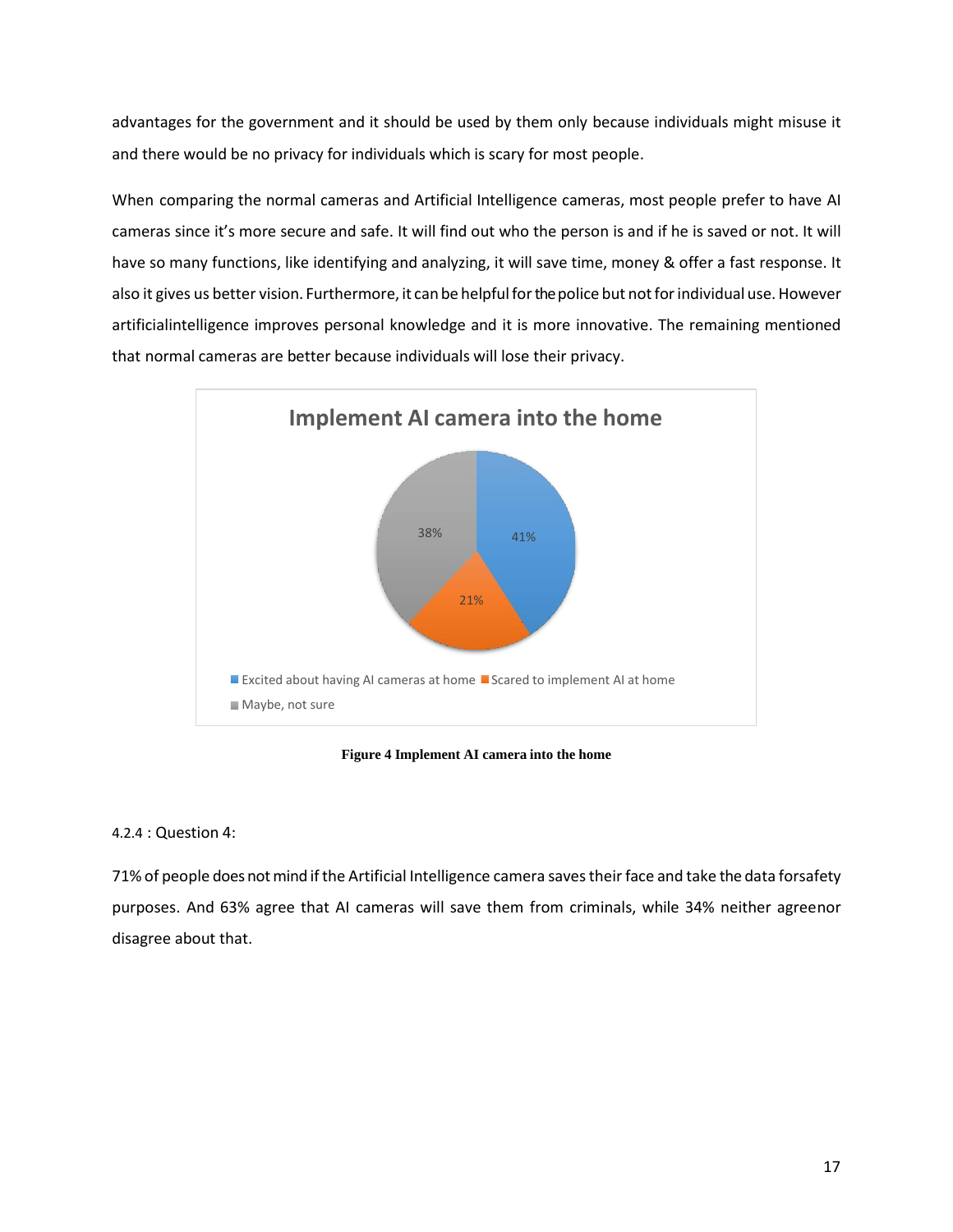advantages for the government and it should be used by them only because individuals might misuse it and there would be no privacy for individuals which is scary for most people.

When comparing the normal cameras and Artificial Intelligence cameras, most people prefer to have AI cameras since it's more secure and safe. It will find out who the person is and if he is saved or not. It will have so many functions, like identifying and analyzing, it will save time, money & offer a fast response. It also it gives us better vision. Furthermore, it can be helpful for the police but not for individual use. However artificialintelligence improves personal knowledge and it is more innovative. The remaining mentioned that normal cameras are better because individuals will lose their privacy.

**Figure 4 Implement AI camera into the home**

4.2.4 : Question 4:

71% of people does not mind if the Artificial Intelligence camera saves their face and take the data forsafety purposes. And 63% agree that AI cameras will save them from criminals, while 34% neither agreenor disagree about that.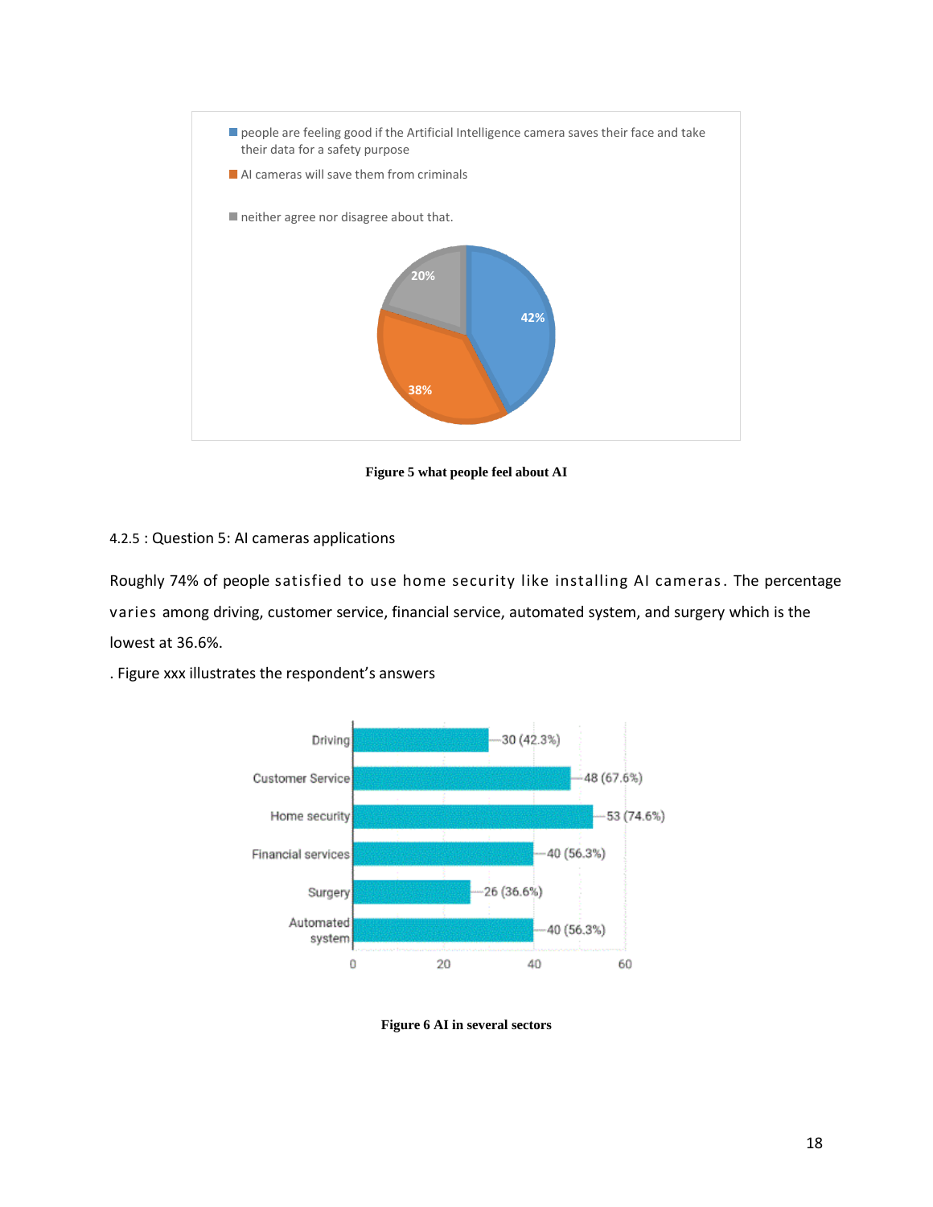Figure 5 what people feel about AI

4.2.5 : Question 5: AI cameras applications

Roughly 74% of people satisfied to use home security like installing AI cameras. The percentage varies among driving, customer service, financial service, automated system, and surgery which is the lowest at 36.6%.

. Figure xxx illustrates the respondent's answers

Figure 6 AI in several sectors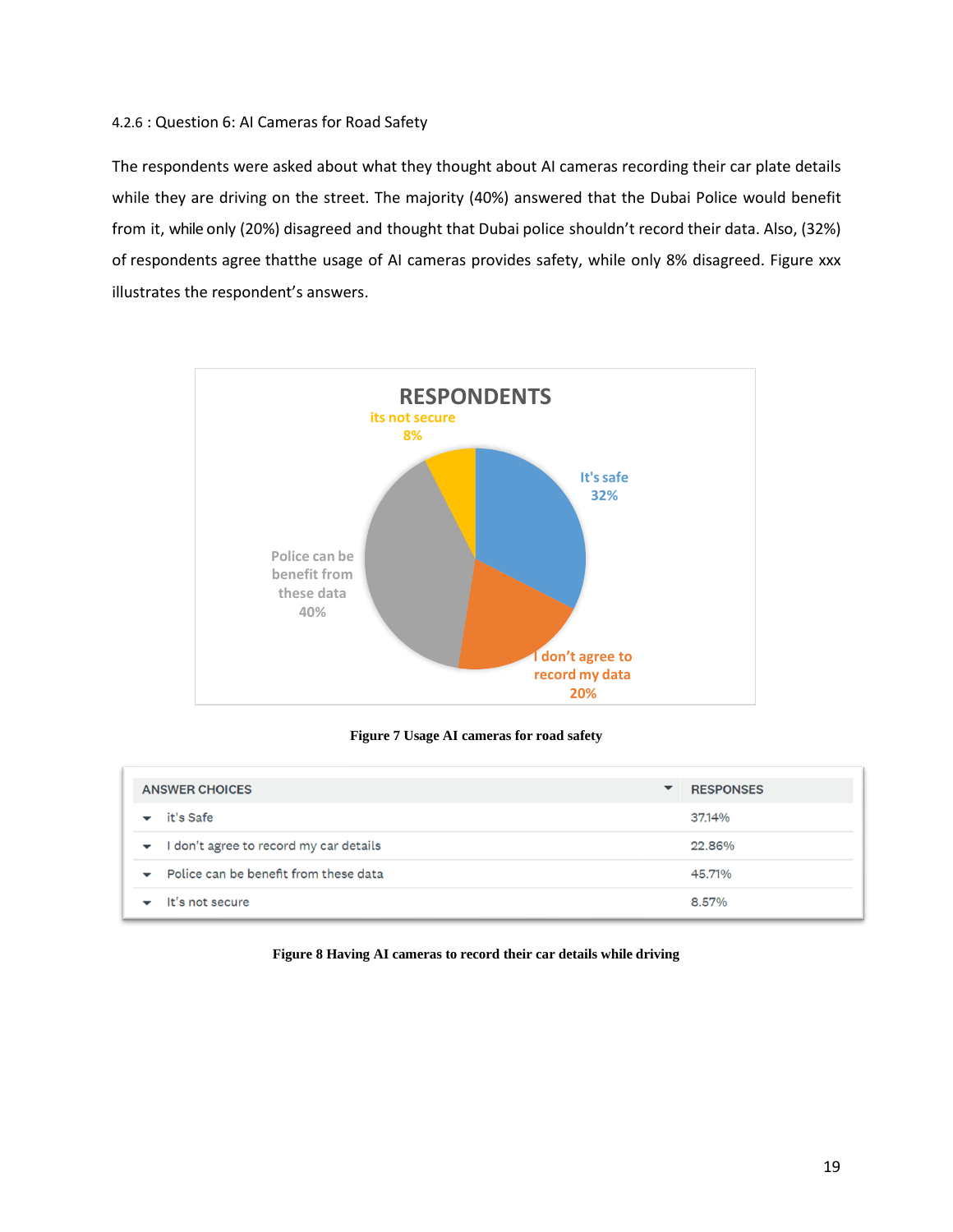### 4.2.6 : Question 6: AI Cameras for Road Safety

The respondents were asked about what they thought about AI cameras recording their car plate details while they are driving on the street. The majority (40%) answered that the Dubai Police would benefit from it, while only (20%) disagreed and thought that Dubai police shouldn't record their data. Also, (32%) of respondents agree thatthe usage of AI cameras provides safety, while only 8% disagreed. Figure xxx illustrates the respondent's answers.

**Figure 7 Usage AI cameras for road safety**

| ANSWER CHOICES | RESPONSES |
|---|---|
| it's Safe | 37.14% |
| I don't agree to record my car details | 22.86% |
| Police can be benefit from these data | 45.71% |
| It's not secure | 8.57% |

**Figure 8 Having AI cameras to record their car details while driving**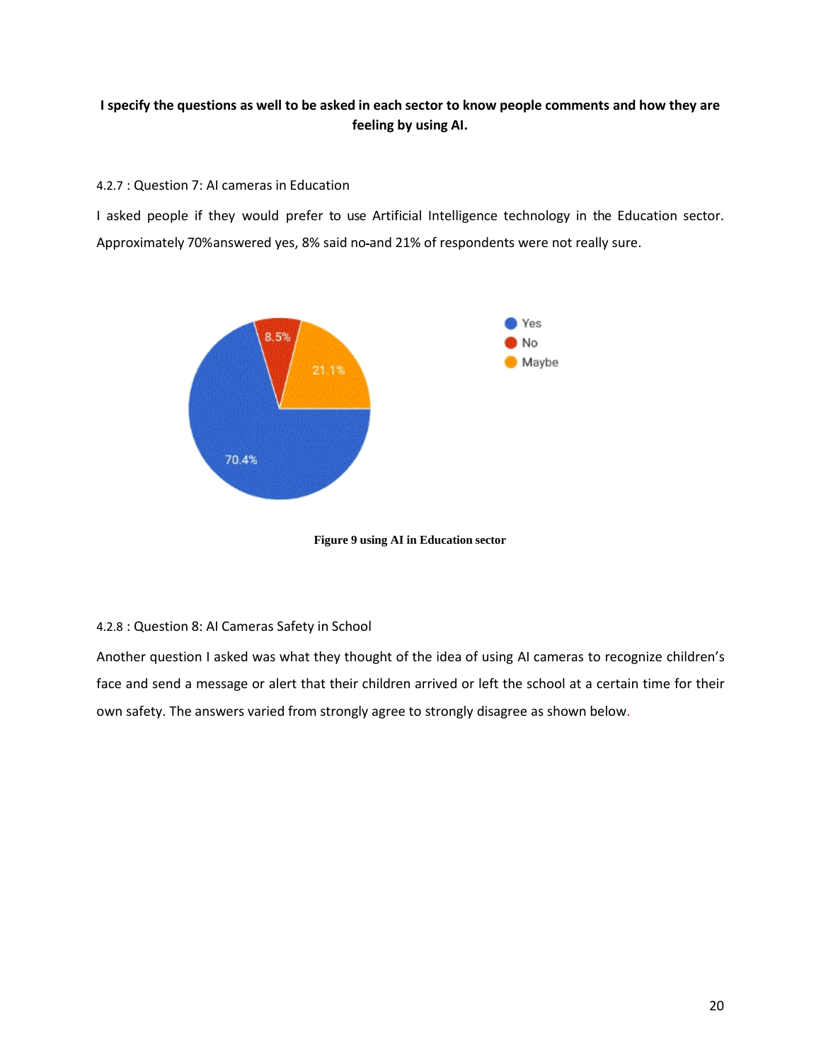**I specify the questions as well to be asked in each sector to know people comments and how they are feeling by using AI.**

4.2.7 : Question 7: AI cameras in Education

I asked people if they would prefer to use Artificial Intelligence technology in the Education sector. Approximately 70%answered yes, 8% said no-and 21% of respondents were not really sure.

**Figure 9 using AI in Education sector**

4.2.8 : Question 8: AI Cameras Safety in School

Another question I asked was what they thought of the idea of using AI cameras to recognize children's face and send a message or alert that their children arrived or left the school at a certain time for their own safety. The answers varied from strongly agree to strongly disagree as shown below.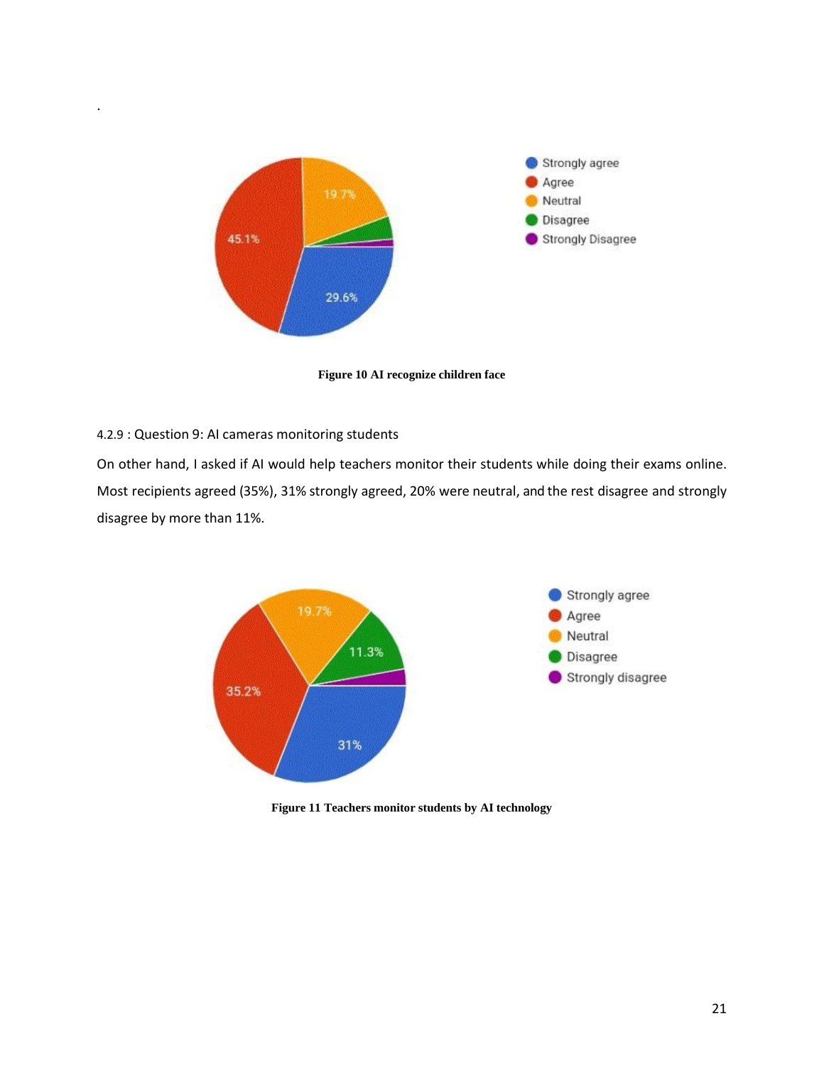.

Figure 10 AI recognize children face

4.2.9 : Question 9: AI cameras monitoring students

On other hand, I asked if AI would help teachers monitor their students while doing their exams online. Most recipients agreed (35%), 31% strongly agreed, 20% were neutral, and the rest disagree and strongly disagree by more than 11%.

Figure 11 Teachers monitor students by AI technology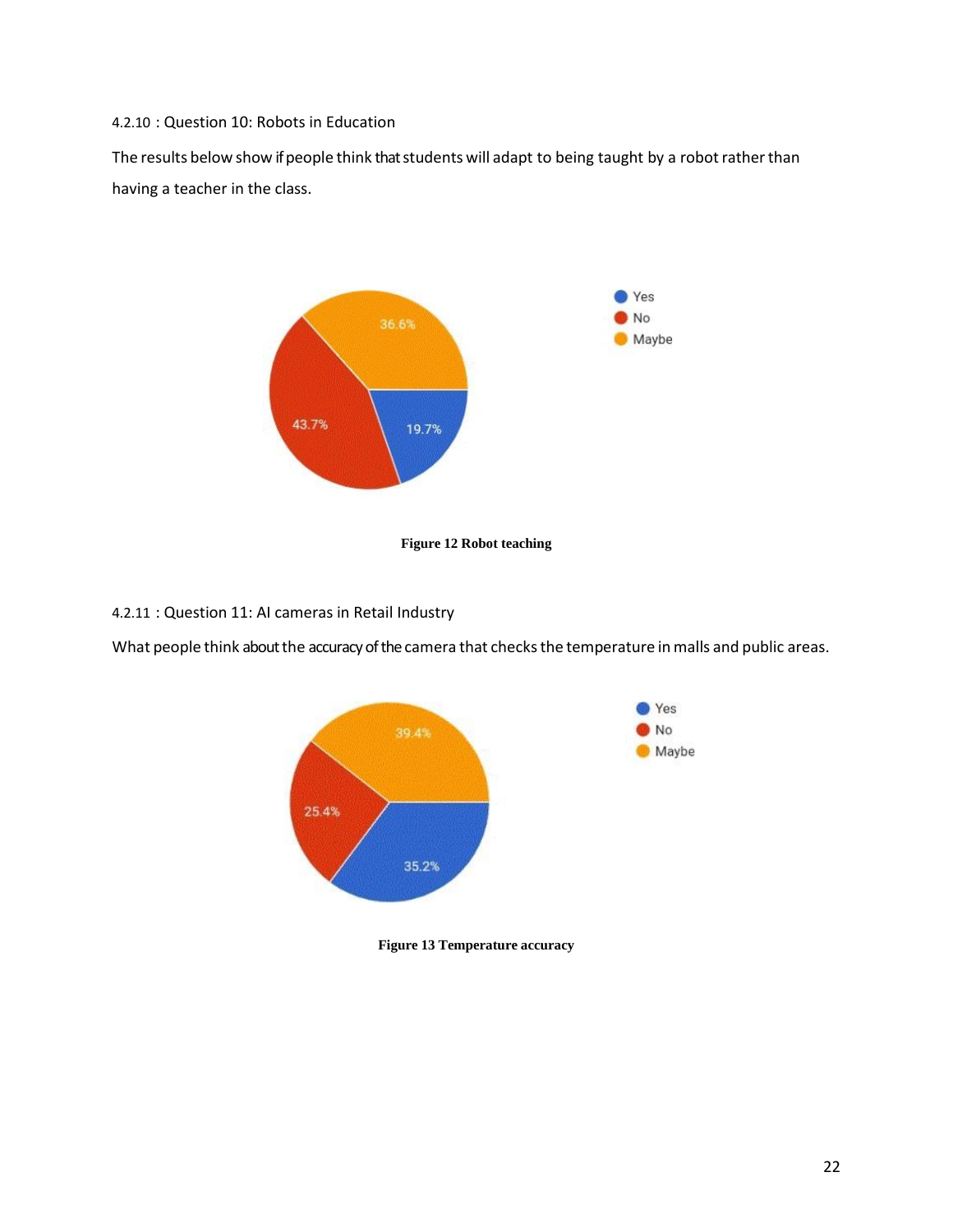4.2.10 : Question 10: Robots in Education

The results below show if people think that students will adapt to being taught by a robot rather than having a teacher in the class.

**Figure 12 Robot teaching**

4.2.11 : Question 11: AI cameras in Retail Industry

What people think about the accuracy of the camera that checks the temperature in malls and public areas.

**Figure 13 Temperature accuracy**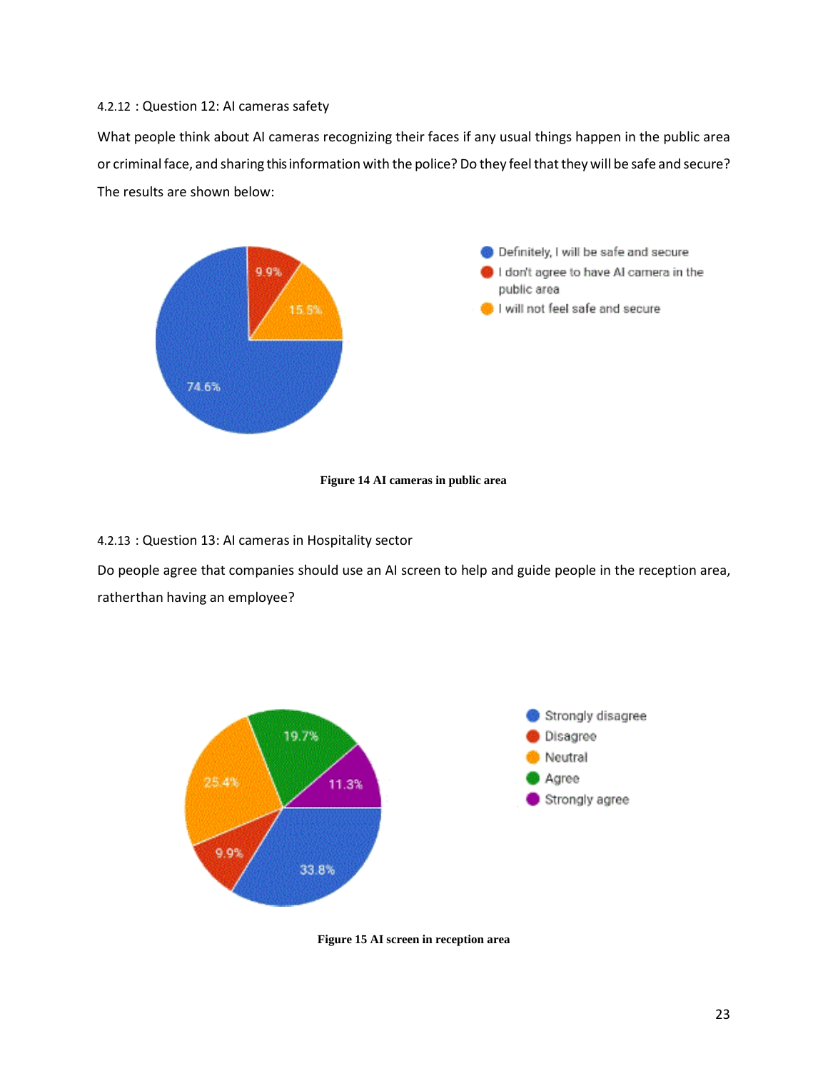4.2.12 : Question 12: AI cameras safety

What people think about AI cameras recognizing their faces if any usual things happen in the public area or criminal face, and sharing this information with the police? Do they feel that they will be safe and secure? The results are shown below:

**Figure 14 AI cameras in public area**

4.2.13 : Question 13: AI cameras in Hospitality sector

Do people agree that companies should use an AI screen to help and guide people in the reception area, ratherthan having an employee?

**Figure 15 AI screen in reception area**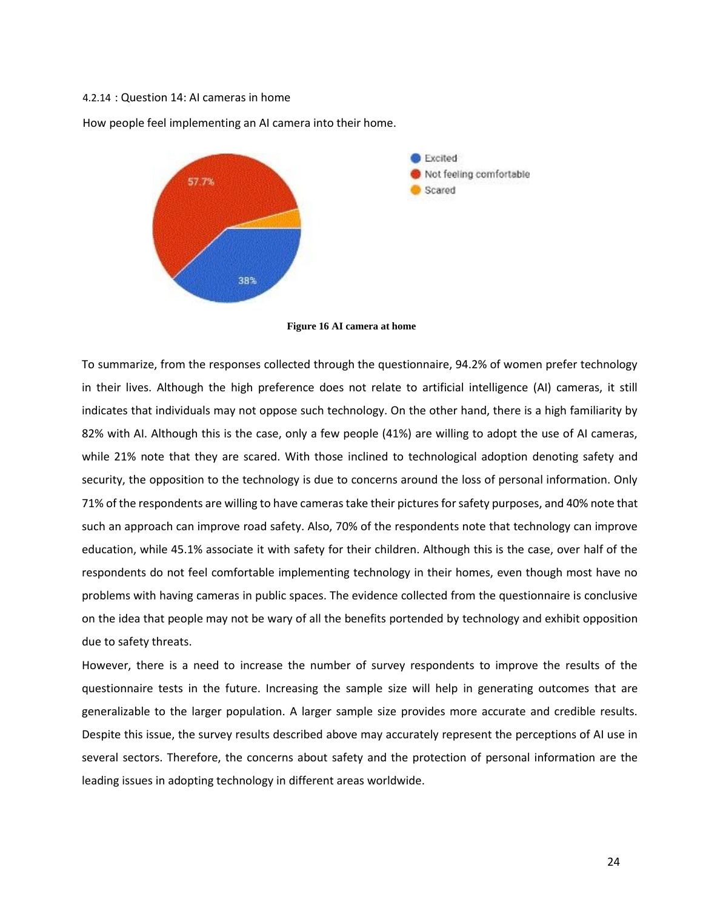4.2.14 : Question 14: AI cameras in home

How people feel implementing an AI camera into their home.

**Figure 16 AI camera at home**

To summarize, from the responses collected through the questionnaire, 94.2% of women prefer technology in their lives. Although the high preference does not relate to artificial intelligence (AI) cameras, it still indicates that individuals may not oppose such technology. On the other hand, there is a high familiarity by 82% with AI. Although this is the case, only a few people (41%) are willing to adopt the use of AI cameras, while 21% note that they are scared. With those inclined to technological adoption denoting safety and security, the opposition to the technology is due to concerns around the loss of personal information. Only 71% of the respondents are willing to have cameras take their pictures for safety purposes, and 40% note that such an approach can improve road safety. Also, 70% of the respondents note that technology can improve education, while 45.1% associate it with safety for their children. Although this is the case, over half of the respondents do not feel comfortable implementing technology in their homes, even though most have no problems with having cameras in public spaces. The evidence collected from the questionnaire is conclusive on the idea that people may not be wary of all the benefits portended by technology and exhibit opposition due to safety threats.

However, there is a need to increase the number of survey respondents to improve the results of the questionnaire tests in the future. Increasing the sample size will help in generating outcomes that are generalizable to the larger population. A larger sample size provides more accurate and credible results. Despite this issue, the survey results described above may accurately represent the perceptions of AI use in several sectors. Therefore, the concerns about safety and the protection of personal information are the leading issues in adopting technology in different areas worldwide.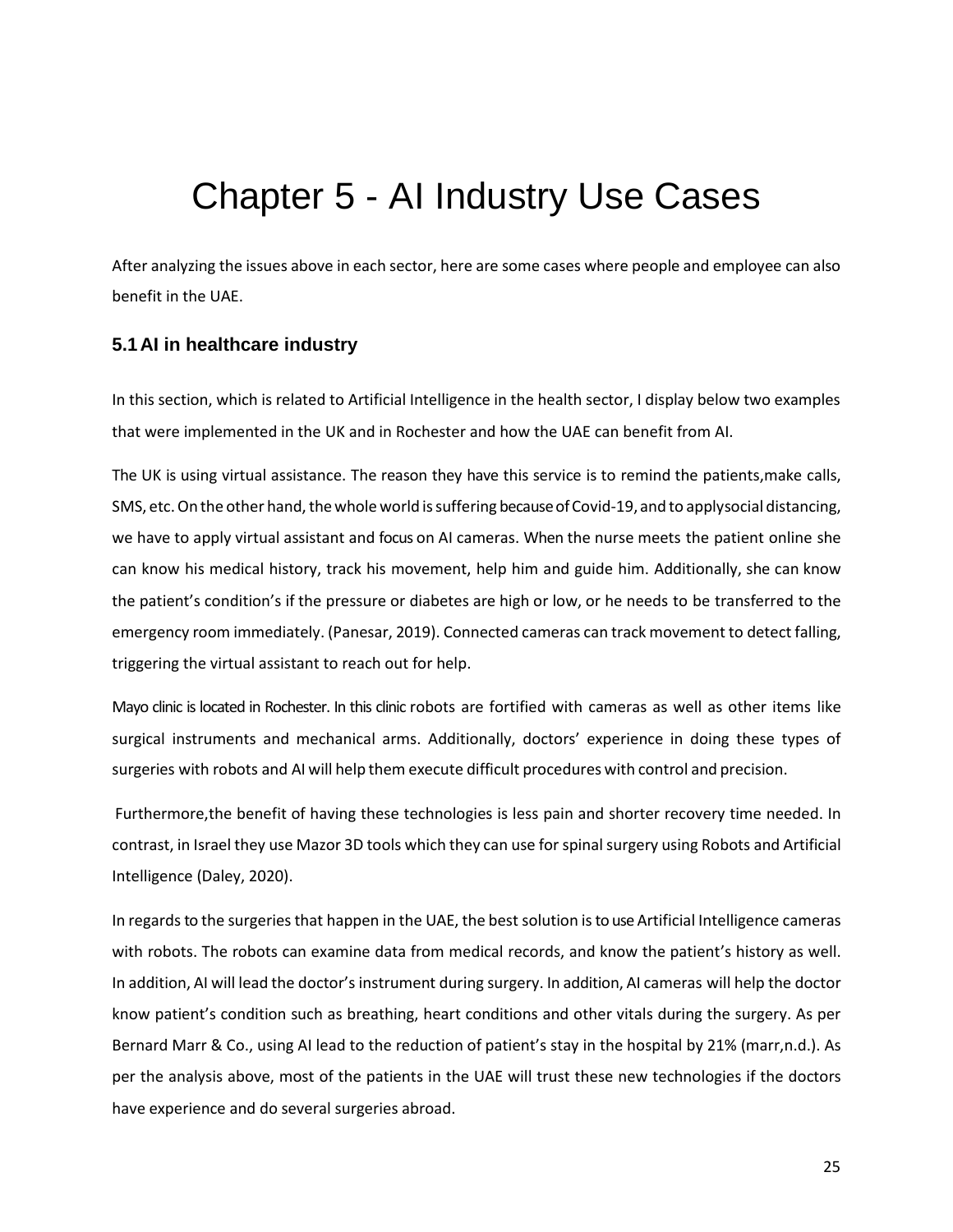# Chapter 5 - AI Industry Use Cases

After analyzing the issues above in each sector, here are some cases where people and employee can also benefit in the UAE.

## 5.1 AI in healthcare industry

In this section, which is related to Artificial Intelligence in the health sector, I display below two examples that were implemented in the UK and in Rochester and how the UAE can benefit from AI.

The UK is using virtual assistance. The reason they have this service is to remind the patients,make calls, SMS, etc. On the other hand, the whole world is suffering because of Covid-19, and to applysocial distancing, we have to apply virtual assistant and focus on AI cameras. When the nurse meets the patient online she can know his medical history, track his movement, help him and guide him. Additionally, she can know the patient's condition's if the pressure or diabetes are high or low, or he needs to be transferred to the emergency room immediately. (Panesar, 2019). Connected cameras can track movement to detect falling, triggering the virtual assistant to reach out for help.

Mayo clinic is located in Rochester. In this clinic robots are fortified with cameras as well as other items like surgical instruments and mechanical arms. Additionally, doctors' experience in doing these types of surgeries with robots and AI will help them execute difficult procedures with control and precision.

Furthermore,the benefit of having these technologies is less pain and shorter recovery time needed. In contrast, in Israel they use Mazor 3D tools which they can use for spinal surgery using Robots and Artificial Intelligence (Daley, 2020).

In regards to the surgeries that happen in the UAE, the best solution is to use Artificial Intelligence cameras with robots. The robots can examine data from medical records, and know the patient's history as well. In addition, AI will lead the doctor's instrument during surgery. In addition, AI cameras will help the doctor know patient's condition such as breathing, heart conditions and other vitals during the surgery. As per Bernard Marr & Co., using AI lead to the reduction of patient's stay in the hospital by 21% (marr,n.d.). As per the analysis above, most of the patients in the UAE will trust these new technologies if the doctors have experience and do several surgeries abroad.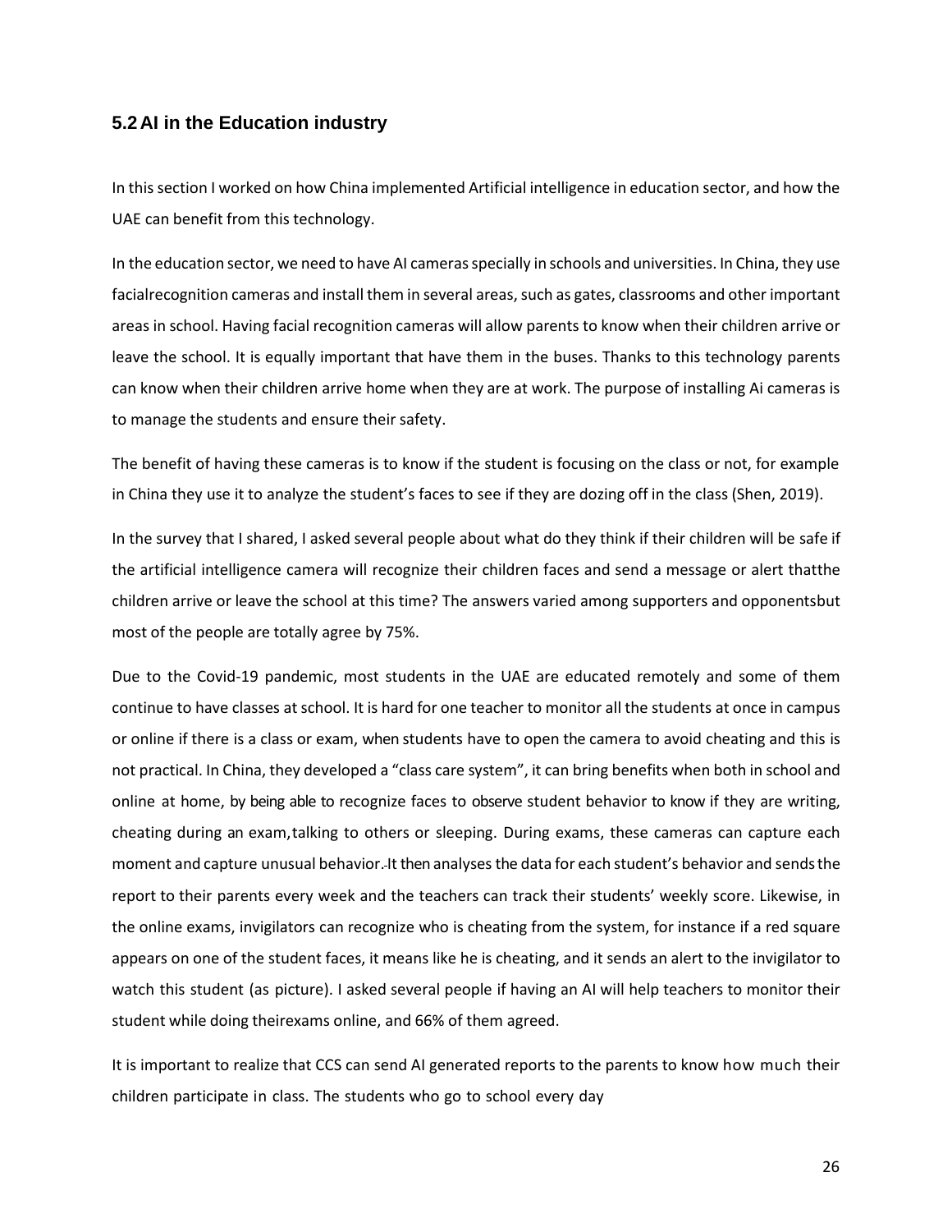## 5.2 AI in the Education industry

In this section I worked on how China implemented Artificial intelligence in education sector, and how the UAE can benefit from this technology.

In the education sector, we need to have AI cameras specially in schools and universities. In China, they use facialrecognition cameras and install them in several areas, such as gates, classrooms and other important areas in school. Having facial recognition cameras will allow parents to know when their children arrive or leave the school. It is equally important that have them in the buses. Thanks to this technology parents can know when their children arrive home when they are at work. The purpose of installing Ai cameras is to manage the students and ensure their safety.

The benefit of having these cameras is to know if the student is focusing on the class or not, for example in China they use it to analyze the student's faces to see if they are dozing off in the class (Shen, 2019).

In the survey that I shared, I asked several people about what do they think if their children will be safe if the artificial intelligence camera will recognize their children faces and send a message or alert thatthe children arrive or leave the school at this time? The answers varied among supporters and opponentsbut most of the people are totally agree by 75%.

Due to the Covid-19 pandemic, most students in the UAE are educated remotely and some of them continue to have classes at school. It is hard for one teacher to monitor all the students at once in campus or online if there is a class or exam, when students have to open the camera to avoid cheating and this is not practical. In China, they developed a "class care system", it can bring benefits when both in school and online at home, by being able to recognize faces to observe student behavior to know if they are writing, cheating during an exam,talking to others or sleeping. During exams, these cameras can capture each moment and capture unusual behavior. It then analyses the data for each student's behavior and sends the report to their parents every week and the teachers can track their students' weekly score. Likewise, in the online exams, invigilators can recognize who is cheating from the system, for instance if a red square appears on one of the student faces, it means like he is cheating, and it sends an alert to the invigilator to watch this student (as picture). I asked several people if having an AI will help teachers to monitor their student while doing theirexams online, and 66% of them agreed.

It is important to realize that CCS can send AI generated reports to the parents to know how much their children participate in class. The students who go to school every day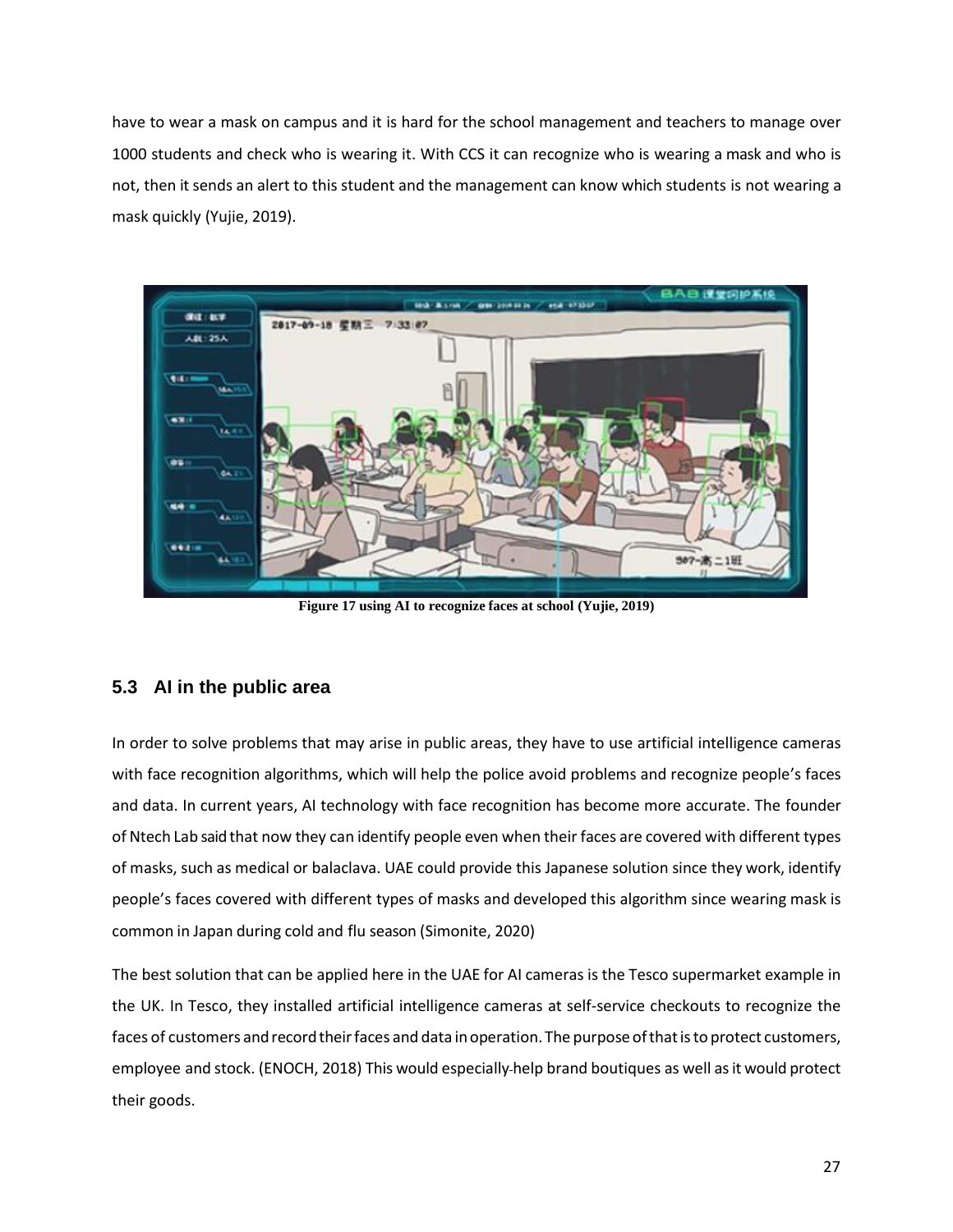have to wear a mask on campus and it is hard for the school management and teachers to manage over 1000 students and check who is wearing it. With CCS it can recognize who is wearing a mask and who is not, then it sends an alert to this student and the management can know which students is not wearing a mask quickly (Yujie, 2019).

**Figure 17 using AI to recognize faces at school (Yujie, 2019)**

## 5.3 AI in the public area

In order to solve problems that may arise in public areas, they have to use artificial intelligence cameras with face recognition algorithms, which will help the police avoid problems and recognize people's faces and data. In current years, AI technology with face recognition has become more accurate. The founder of Ntech Lab said that now they can identify people even when their faces are covered with different types of masks, such as medical or balaclava. UAE could provide this Japanese solution since they work, identify people's faces covered with different types of masks and developed this algorithm since wearing mask is common in Japan during cold and flu season (Simonite, 2020)

The best solution that can be applied here in the UAE for AI cameras is the Tesco supermarket example in the UK. In Tesco, they installed artificial intelligence cameras at self-service checkouts to recognize the faces of customers and record their faces and data in operation. The purpose of that is to protect customers, employee and stock. (ENOCH, 2018) This would especially help brand boutiques as well as it would protect their goods.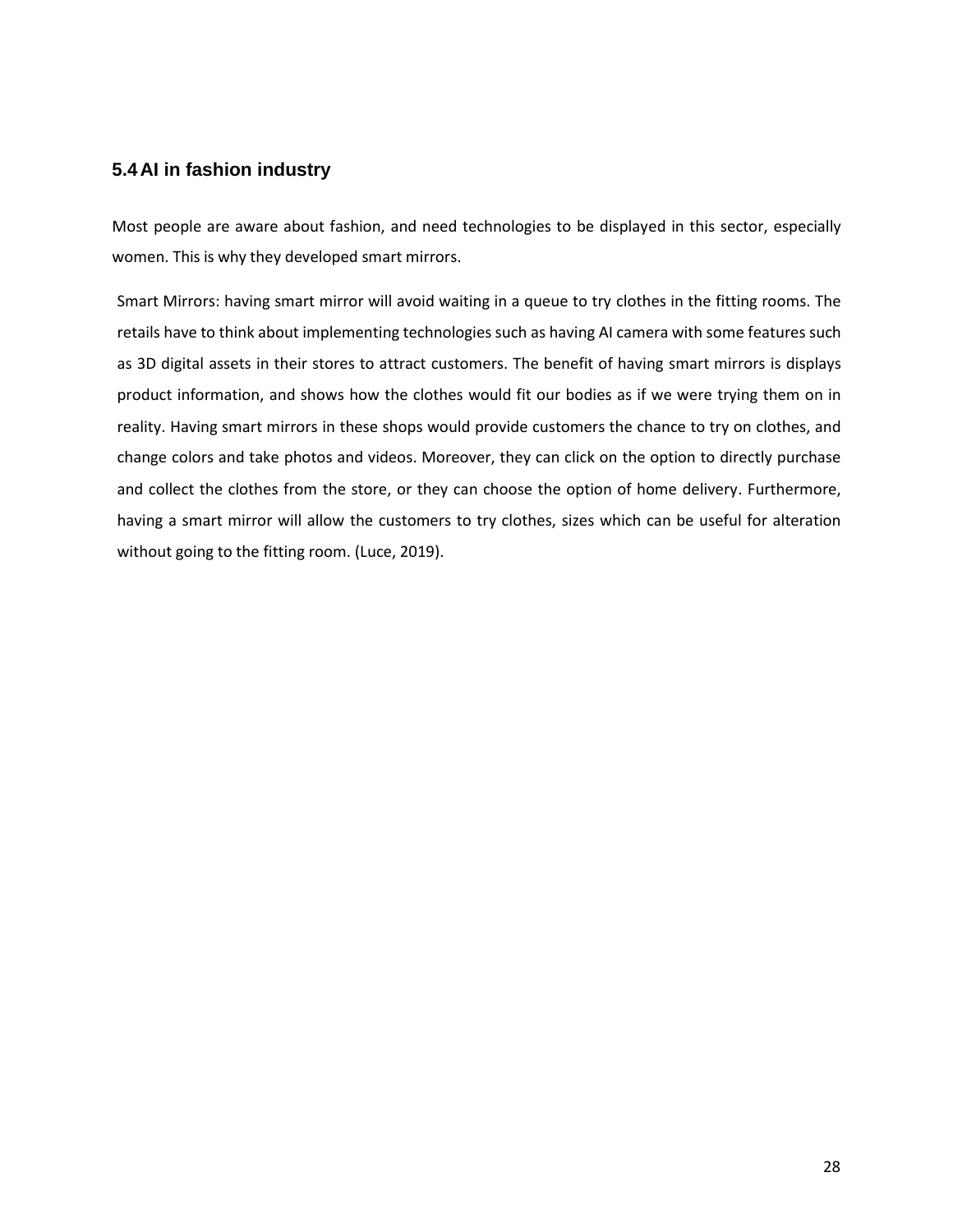## 5.4 AI in fashion industry

Most people are aware about fashion, and need technologies to be displayed in this sector, especially women. This is why they developed smart mirrors.

Smart Mirrors: having smart mirror will avoid waiting in a queue to try clothes in the fitting rooms. The retails have to think about implementing technologies such as having AI camera with some features such as 3D digital assets in their stores to attract customers. The benefit of having smart mirrors is displays product information, and shows how the clothes would fit our bodies as if we were trying them on in reality. Having smart mirrors in these shops would provide customers the chance to try on clothes, and change colors and take photos and videos. Moreover, they can click on the option to directly purchase and collect the clothes from the store, or they can choose the option of home delivery. Furthermore, having a smart mirror will allow the customers to try clothes, sizes which can be useful for alteration without going to the fitting room. (Luce, 2019).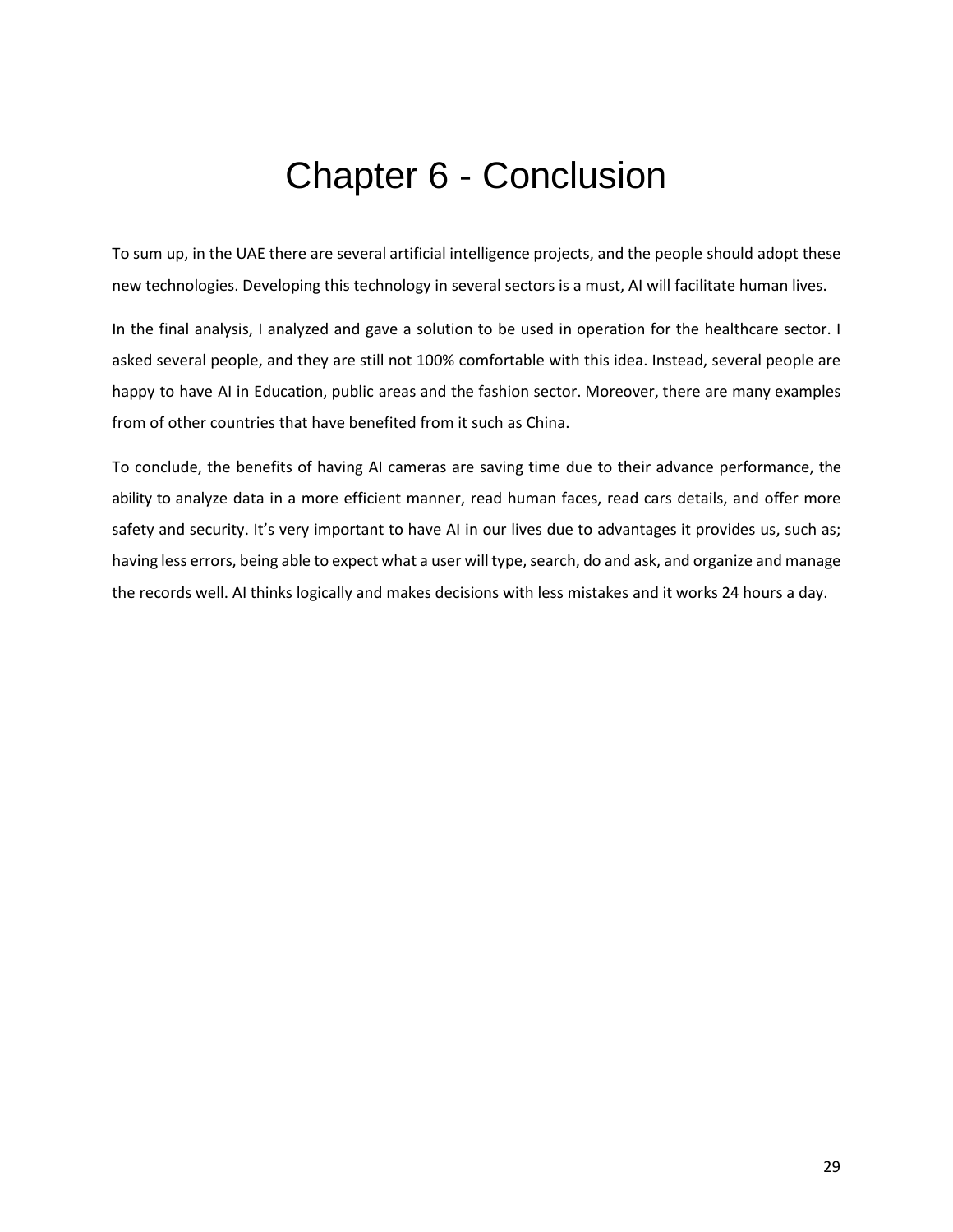# Chapter 6 - Conclusion

To sum up, in the UAE there are several artificial intelligence projects, and the people should adopt these new technologies. Developing this technology in several sectors is a must, AI will facilitate human lives.

In the final analysis, I analyzed and gave a solution to be used in operation for the healthcare sector. I asked several people, and they are still not 100% comfortable with this idea. Instead, several people are happy to have AI in Education, public areas and the fashion sector. Moreover, there are many examples from of other countries that have benefited from it such as China.

To conclude, the benefits of having AI cameras are saving time due to their advance performance, the ability to analyze data in a more efficient manner, read human faces, read cars details, and offer more safety and security. It's very important to have AI in our lives due to advantages it provides us, such as; having less errors, being able to expect what a user will type, search, do and ask, and organize and manage the records well. AI thinks logically and makes decisions with less mistakes and it works 24 hours a day.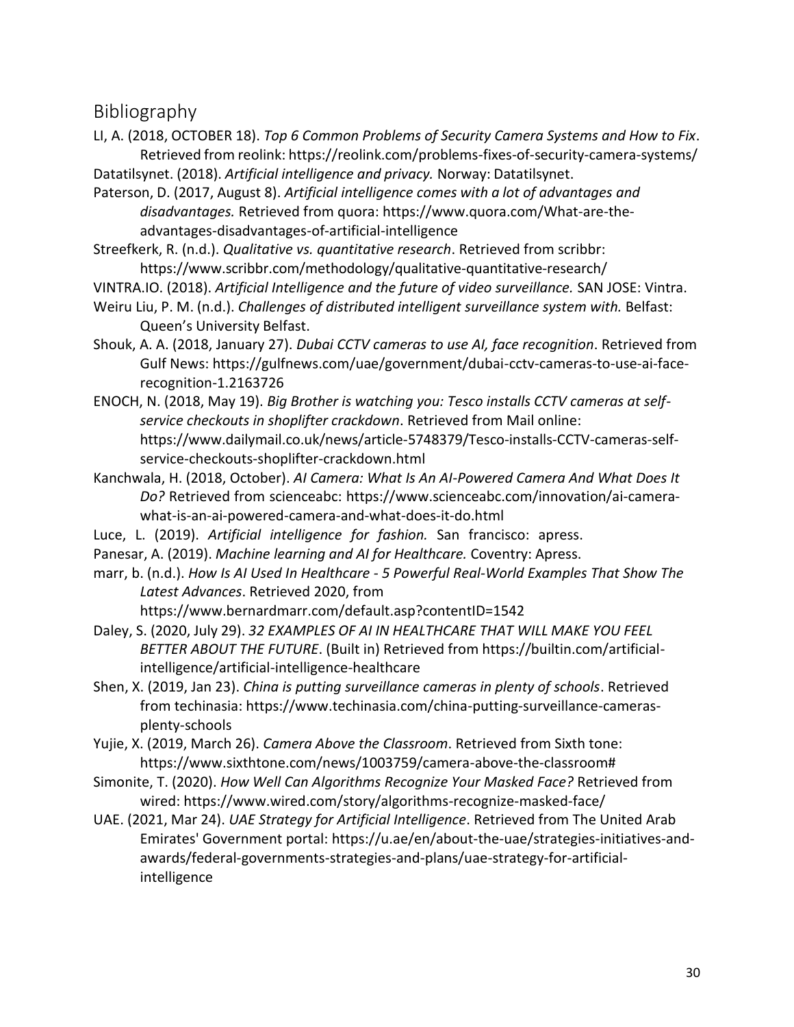## Bibliography

LI, A. (2018, OCTOBER 18). *Top 6 Common Problems of Security Camera Systems and How to Fix*. Retrieved from reolink: https://reolink.com/problems-fixes-of-security-camera-systems/

Datatilsynet. (2018). *Artificial intelligence and privacy.* Norway: Datatilsynet.

Paterson, D. (2017, August 8). *Artificial intelligence comes with a lot of advantages and disadvantages.* Retrieved from quora: https://www.quora.com/What-are-the-advantages-disadvantages-of-artificial-intelligence

Streefkerk, R. (n.d.). *Qualitative vs. quantitative research*. Retrieved from scribbr: https://www.scribbr.com/methodology/qualitative-quantitative-research/

VINTRA.IO. (2018). *Artificial Intelligence and the future of video surveillance.* SAN JOSE: Vintra.

Weiru Liu, P. M. (n.d.). *Challenges of distributed intelligent surveillance system with.* Belfast: Queen's University Belfast.

Shouk, A. A. (2018, January 27). *Dubai CCTV cameras to use AI, face recognition*. Retrieved from Gulf News: https://gulfnews.com/uae/government/dubai-cctv-cameras-to-use-ai-face-recognition-1.2163726

ENOCH, N. (2018, May 19). *Big Brother is watching you: Tesco installs CCTV cameras at self-service checkouts in shoplifter crackdown*. Retrieved from Mail online: https://www.dailymail.co.uk/news/article-5748379/Tesco-installs-CCTV-cameras-self-service-checkouts-shoplifter-crackdown.html

Kanchwala, H. (2018, October). *AI Camera: What Is An AI-Powered Camera And What Does It Do?* Retrieved from scienceabc: https://www.scienceabc.com/innovation/ai-camera-what-is-an-ai-powered-camera-and-what-does-it-do.html

Luce, L. (2019). *Artificial intelligence for fashion.* San francisco: apress.

Panesar, A. (2019). *Machine learning and AI for Healthcare.* Coventry: Apress.

marr, b. (n.d.). *How Is AI Used In Healthcare - 5 Powerful Real-World Examples That Show The Latest Advances*. Retrieved 2020, from https://www.bernardmarr.com/default.asp?contentID=1542

Daley, S. (2020, July 29). *32 EXAMPLES OF AI IN HEALTHCARE THAT WILL MAKE YOU FEEL BETTER ABOUT THE FUTURE*. (Built in) Retrieved from https://builtin.com/artificial-intelligence/artificial-intelligence-healthcare

Shen, X. (2019, Jan 23). *China is putting surveillance cameras in plenty of schools*. Retrieved from techinasia: https://www.techinasia.com/china-putting-surveillance-cameras-plenty-schools

Yujie, X. (2019, March 26). *Camera Above the Classroom*. Retrieved from Sixth tone: https://www.sixthtone.com/news/1003759/camera-above-the-classroom#

Simonite, T. (2020). *How Well Can Algorithms Recognize Your Masked Face?* Retrieved from wired: https://www.wired.com/story/algorithms-recognize-masked-face/

UAE. (2021, Mar 24). *UAE Strategy for Artificial Intelligence*. Retrieved from The United Arab Emirates' Government portal: https://u.ae/en/about-the-uae/strategies-initiatives-and-awards/federal-governments-strategies-and-plans/uae-strategy-for-artificial-intelligence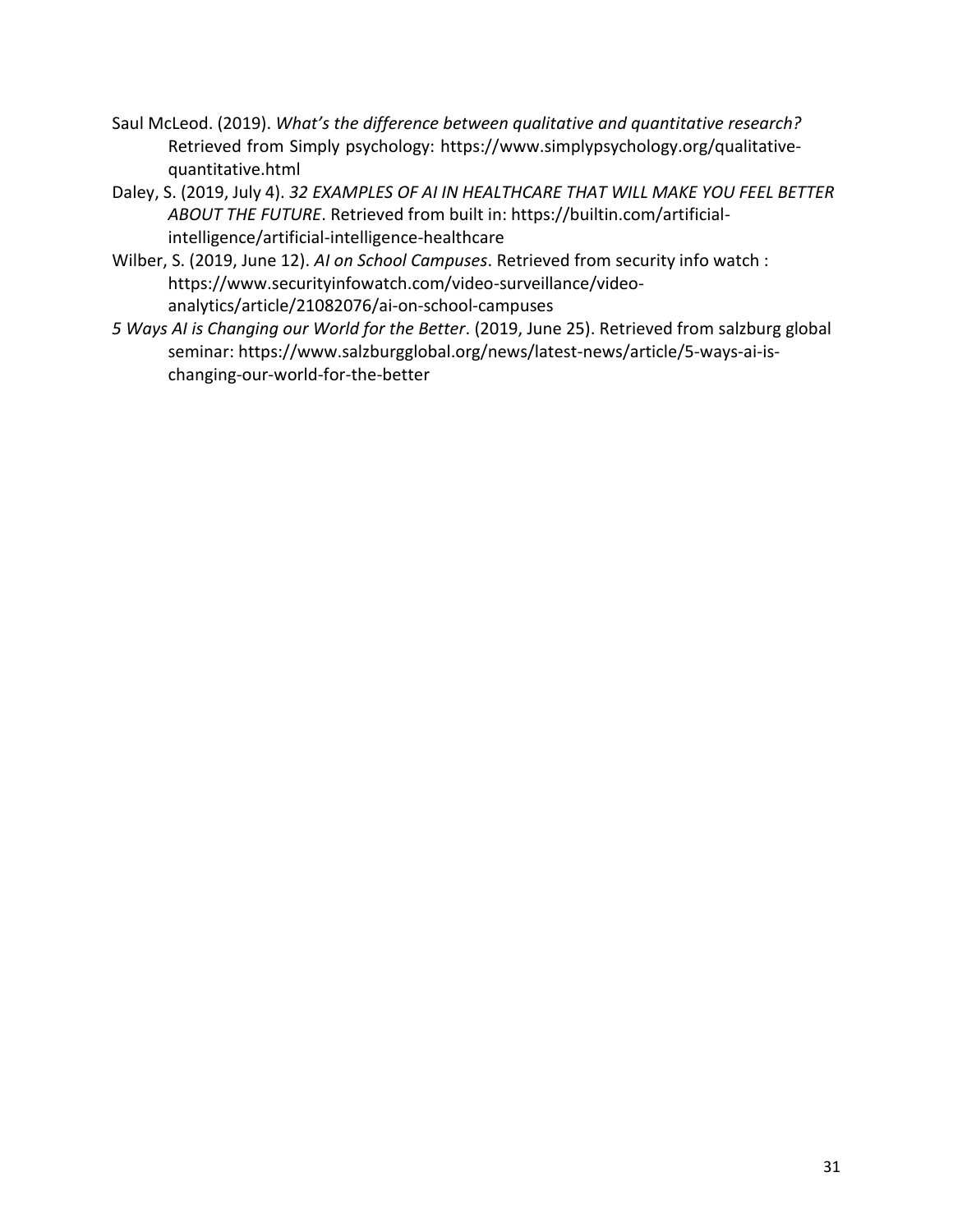Saul McLeod. (2019). *What's the difference between qualitative and quantitative research?* Retrieved from Simply psychology: https://www.simplypsychology.org/qualitative-quantitative.html

Daley, S. (2019, July 4). *32 EXAMPLES OF AI IN HEALTHCARE THAT WILL MAKE YOU FEEL BETTER ABOUT THE FUTURE*. Retrieved from built in: https://builtin.com/artificial-intelligence/artificial-intelligence-healthcare

Wilber, S. (2019, June 12). *AI on School Campuses*. Retrieved from security info watch : https://www.securityinfowatch.com/video-surveillance/video-analytics/article/21082076/ai-on-school-campuses

*5 Ways AI is Changing our World for the Better*. (2019, June 25). Retrieved from salzburg global seminar: https://www.salzburgglobal.org/news/latest-news/article/5-ways-ai-is-changing-our-world-for-the-better